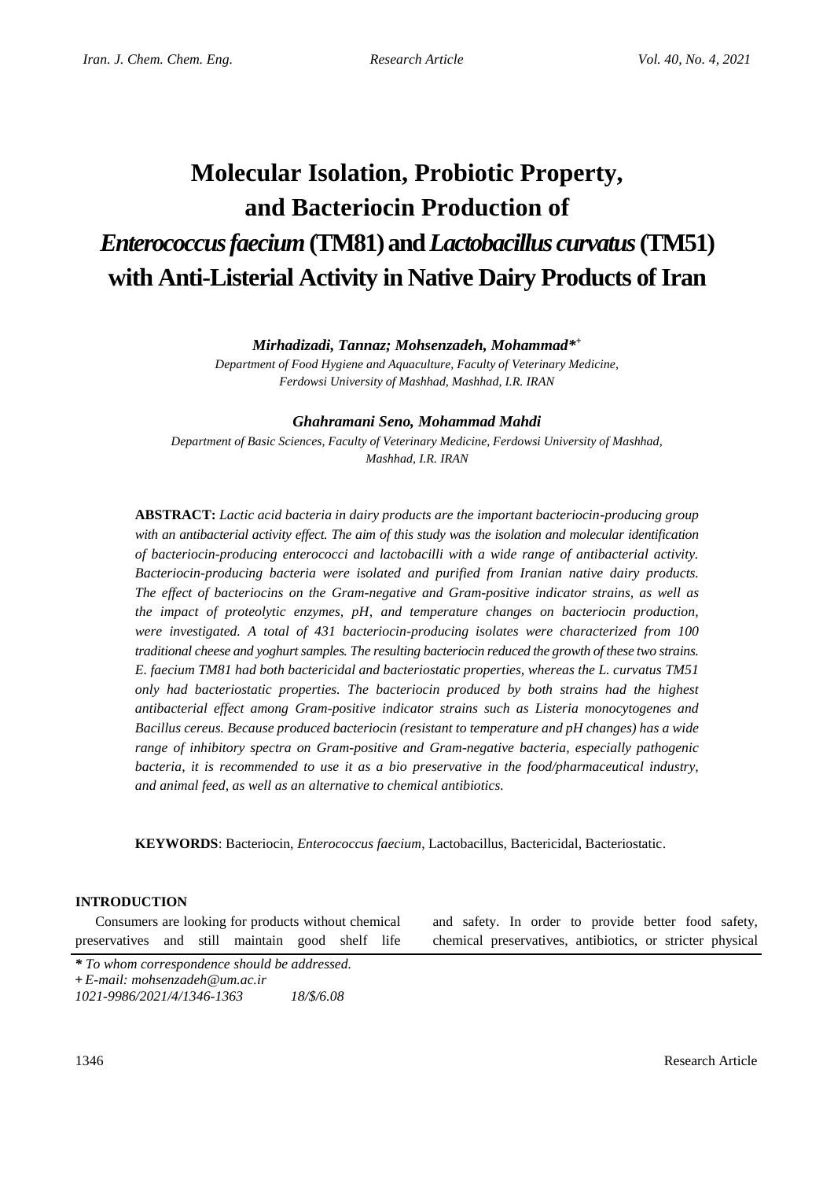# Molecular Isolation, Probiotic Property, and Bacteriocin Production of *Enterococcus faecium* (TM81) and *Lactobacillus curvatus* (TM51) with Anti-Listerial Activity in Native Dairy Products of Iran

***Mirhadizadi, Tannaz; Mohsenzadeh, Mohammad*\*+***

*Department of Food Hygiene and Aquaculture, Faculty of Veterinary Medicine, Ferdowsi University of Mashhad, Mashhad, I.R. IRAN*

***Ghahramani Seno, Mohammad Mahdi***

*Department of Basic Sciences, Faculty of Veterinary Medicine, Ferdowsi University of Mashhad, Mashhad, I.R. IRAN*

**ABSTRACT:** *Lactic acid bacteria in dairy products are the important bacteriocin-producing group with an antibacterial activity effect. The aim of this study was the isolation and molecular identification of bacteriocin-producing enterococci and lactobacilli with a wide range of antibacterial activity. Bacteriocin-producing bacteria were isolated and purified from Iranian native dairy products. The effect of bacteriocins on the Gram-negative and Gram-positive indicator strains, as well as the impact of proteolytic enzymes, pH, and temperature changes on bacteriocin production, were investigated. A total of 431 bacteriocin-producing isolates were characterized from 100 traditional cheese and yoghurt samples. The resulting bacteriocin reduced the growth of these two strains. E. faecium TM81 had both bactericidal and bacteriostatic properties, whereas the L. curvatus TM51 only had bacteriostatic properties. The bacteriocin produced by both strains had the highest antibacterial effect among Gram-positive indicator strains such as Listeria monocytogenes and Bacillus cereus. Because produced bacteriocin (resistant to temperature and pH changes) has a wide range of inhibitory spectra on Gram-positive and Gram-negative bacteria, especially pathogenic bacteria, it is recommended to use it as a bio preservative in the food/pharmaceutical industry, and animal feed, as well as an alternative to chemical antibiotics.*

**KEYWORDS**: Bacteriocin, *Enterococcus faecium*, Lactobacillus, Bactericidal, Bacteriostatic.

## INTRODUCTION

Consumers are looking for products without chemical preservatives and still maintain good shelf life and safety. In order to provide better food safety, chemical preservatives, antibiotics, or stricter physical

\* *To whom correspondence should be addressed.*
\+ *E-mail: mohsenzadeh@um.ac.ir*
*1021-9986/2021/4/1346-1363 18/$/6.08*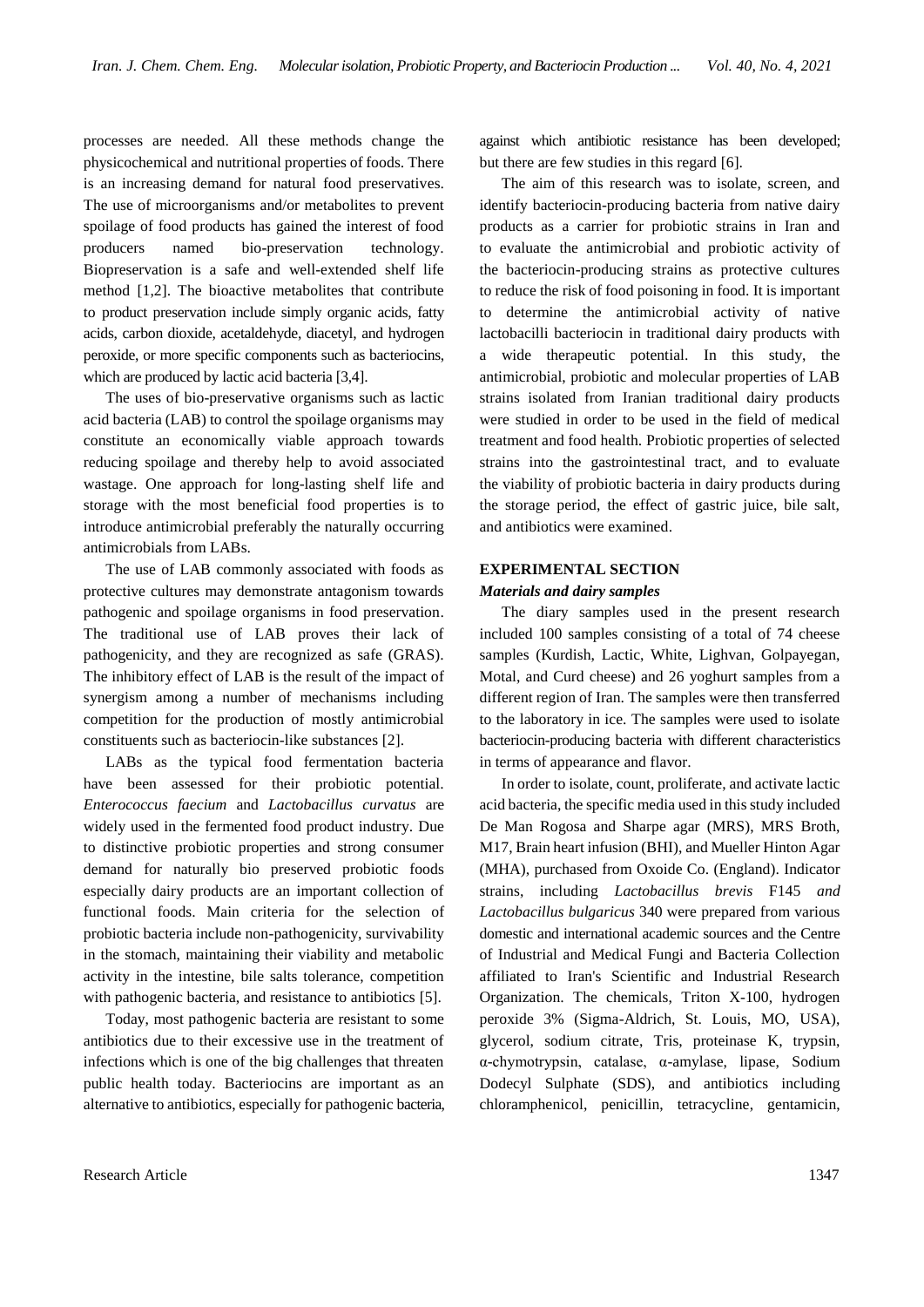processes are needed. All these methods change the physicochemical and nutritional properties of foods. There is an increasing demand for natural food preservatives. The use of microorganisms and/or metabolites to prevent spoilage of food products has gained the interest of food producers named bio-preservation technology. Biopreservation is a safe and well-extended shelf life method [1,2]. The bioactive metabolites that contribute to product preservation include simply organic acids, fatty acids, carbon dioxide, acetaldehyde, diacetyl, and hydrogen peroxide, or more specific components such as bacteriocins, which are produced by lactic acid bacteria [3,4].

The uses of bio-preservative organisms such as lactic acid bacteria (LAB) to control the spoilage organisms may constitute an economically viable approach towards reducing spoilage and thereby help to avoid associated wastage. One approach for long-lasting shelf life and storage with the most beneficial food properties is to introduce antimicrobial preferably the naturally occurring antimicrobials from LABs.

The use of LAB commonly associated with foods as protective cultures may demonstrate antagonism towards pathogenic and spoilage organisms in food preservation. The traditional use of LAB proves their lack of pathogenicity, and they are recognized as safe (GRAS). The inhibitory effect of LAB is the result of the impact of synergism among a number of mechanisms including competition for the production of mostly antimicrobial constituents such as bacteriocin-like substances [2].

LABs as the typical food fermentation bacteria have been assessed for their probiotic potential. *Enterococcus faecium* and *Lactobacillus curvatus* are widely used in the fermented food product industry. Due to distinctive probiotic properties and strong consumer demand for naturally bio preserved probiotic foods especially dairy products are an important collection of functional foods. Main criteria for the selection of probiotic bacteria include non-pathogenicity, survivability in the stomach, maintaining their viability and metabolic activity in the intestine, bile salts tolerance, competition with pathogenic bacteria, and resistance to antibiotics [5].

Today, most pathogenic bacteria are resistant to some antibiotics due to their excessive use in the treatment of infections which is one of the big challenges that threaten public health today. Bacteriocins are important as an alternative to antibiotics, especially for pathogenic bacteria, against which antibiotic resistance has been developed; but there are few studies in this regard [6].

The aim of this research was to isolate, screen, and identify bacteriocin-producing bacteria from native dairy products as a carrier for probiotic strains in Iran and to evaluate the antimicrobial and probiotic activity of the bacteriocin-producing strains as protective cultures to reduce the risk of food poisoning in food. It is important to determine the antimicrobial activity of native lactobacilli bacteriocin in traditional dairy products with a wide therapeutic potential. In this study, the antimicrobial, probiotic and molecular properties of LAB strains isolated from Iranian traditional dairy products were studied in order to be used in the field of medical treatment and food health. Probiotic properties of selected strains into the gastrointestinal tract, and to evaluate the viability of probiotic bacteria in dairy products during the storage period, the effect of gastric juice, bile salt, and antibiotics were examined.

## EXPERIMENTAL SECTION

### *Materials and dairy samples*

The diary samples used in the present research included 100 samples consisting of a total of 74 cheese samples (Kurdish, Lactic, White, Lighvan, Golpayegan, Motal, and Curd cheese) and 26 yoghurt samples from a different region of Iran. The samples were then transferred to the laboratory in ice. The samples were used to isolate bacteriocin-producing bacteria with different characteristics in terms of appearance and flavor.

In order to isolate, count, proliferate, and activate lactic acid bacteria, the specific media used in this study included De Man Rogosa and Sharpe agar (MRS), MRS Broth, M17, Brain heart infusion (BHI), and Mueller Hinton Agar (MHA), purchased from Oxoide Co. (England). Indicator strains, including *Lactobacillus brevis* F145 *and Lactobacillus bulgaricus* 340 were prepared from various domestic and international academic sources and the Centre of Industrial and Medical Fungi and Bacteria Collection affiliated to Iran's Scientific and Industrial Research Organization. The chemicals, Triton X-100, hydrogen peroxide 3% (Sigma-Aldrich, St. Louis, MO, USA), glycerol, sodium citrate, Tris, proteinase K, trypsin, α-chymotrypsin, catalase, α-amylase, lipase, Sodium Dodecyl Sulphate (SDS), and antibiotics including chloramphenicol, penicillin, tetracycline, gentamicin,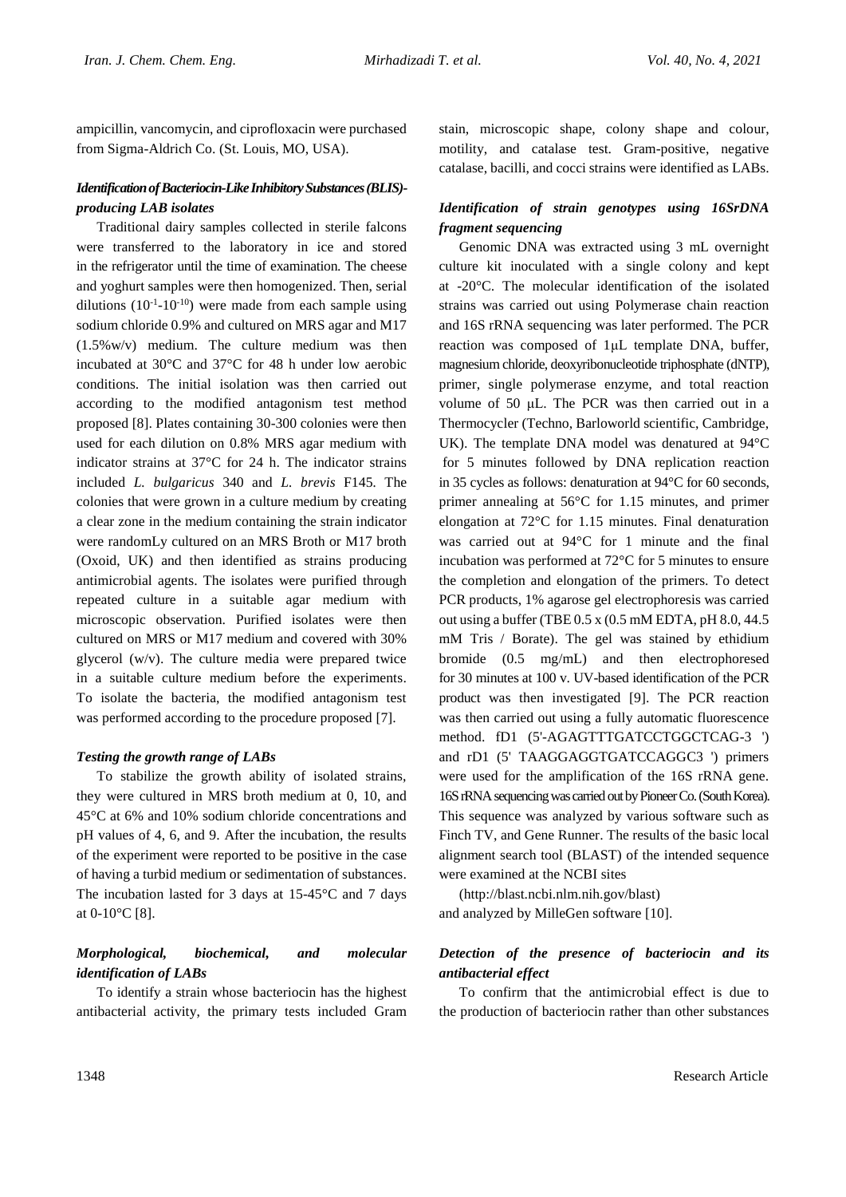ampicillin, vancomycin, and ciprofloxacin were purchased from Sigma-Aldrich Co. (St. Louis, MO, USA).

### *Identification of Bacteriocin-Like Inhibitory Substances (BLIS)-producing LAB isolates*

Traditional dairy samples collected in sterile falcons were transferred to the laboratory in ice and stored in the refrigerator until the time of examination. The cheese and yoghurt samples were then homogenized. Then, serial dilutions ($10^{-1}$-$10^{-10}$) were made from each sample using sodium chloride 0.9% and cultured on MRS agar and M17 (1.5%w/v) medium. The culture medium was then incubated at 30°C and 37°C for 48 h under low aerobic conditions. The initial isolation was then carried out according to the modified antagonism test method proposed [8]. Plates containing 30-300 colonies were then used for each dilution on 0.8% MRS agar medium with indicator strains at 37°C for 24 h. The indicator strains included *L. bulgaricus* 340 and *L. brevis* F145. The colonies that were grown in a culture medium by creating a clear zone in the medium containing the strain indicator were randomLy cultured on an MRS Broth or M17 broth (Oxoid, UK) and then identified as strains producing antimicrobial agents. The isolates were purified through repeated culture in a suitable agar medium with microscopic observation. Purified isolates were then cultured on MRS or M17 medium and covered with 30% glycerol (w/v). The culture media were prepared twice in a suitable culture medium before the experiments. To isolate the bacteria, the modified antagonism test was performed according to the procedure proposed [7].

### *Testing the growth range of LABs*

To stabilize the growth ability of isolated strains, they were cultured in MRS broth medium at 0, 10, and 45°C at 6% and 10% sodium chloride concentrations and pH values of 4, 6, and 9. After the incubation, the results of the experiment were reported to be positive in the case of having a turbid medium or sedimentation of substances. The incubation lasted for 3 days at 15-45°C and 7 days at 0-10°C [8].

### *Morphological, biochemical, and molecular identification of LABs*

To identify a strain whose bacteriocin has the highest antibacterial activity, the primary tests included Gram stain, microscopic shape, colony shape and colour, motility, and catalase test. Gram-positive, negative catalase, bacilli, and cocci strains were identified as LABs.

### *Identification of strain genotypes using 16SrDNA fragment sequencing*

Genomic DNA was extracted using 3 mL overnight culture kit inoculated with a single colony and kept at -20°C. The molecular identification of the isolated strains was carried out using Polymerase chain reaction and 16S rRNA sequencing was later performed. The PCR reaction was composed of 1μL template DNA, buffer, magnesium chloride, deoxyribonucleotide triphosphate (dNTP), primer, single polymerase enzyme, and total reaction volume of 50 μL. The PCR was then carried out in a Thermocycler (Techno, Barloworld scientific, Cambridge, UK). The template DNA model was denatured at 94°C for 5 minutes followed by DNA replication reaction in 35 cycles as follows: denaturation at 94°C for 60 seconds, primer annealing at 56°C for 1.15 minutes, and primer elongation at 72°C for 1.15 minutes. Final denaturation was carried out at 94°C for 1 minute and the final incubation was performed at 72°C for 5 minutes to ensure the completion and elongation of the primers. To detect PCR products, 1% agarose gel electrophoresis was carried out using a buffer (TBE 0.5 x (0.5 mM EDTA, pH 8.0, 44.5 mM Tris / Borate). The gel was stained by ethidium bromide (0.5 mg/mL) and then electrophoresed for 30 minutes at 100 v. UV-based identification of the PCR product was then investigated [9]. The PCR reaction was then carried out using a fully automatic fluorescence method. fD1 (5'-AGAGTTTGATCCTGGCTCAG-3 ') and rD1 (5' TAAGGAGGTGATCCAGGC3 ') primers were used for the amplification of the 16S rRNA gene. 16S rRNA sequencing was carried out by Pioneer Co. (South Korea). This sequence was analyzed by various software such as Finch TV, and Gene Runner. The results of the basic local alignment search tool (BLAST) of the intended sequence were examined at the NCBI sites

(http://blast.ncbi.nlm.nih.gov/blast)
and analyzed by MilleGen software [10].

### *Detection of the presence of bacteriocin and its antibacterial effect*

To confirm that the antimicrobial effect is due to the production of bacteriocin rather than other substances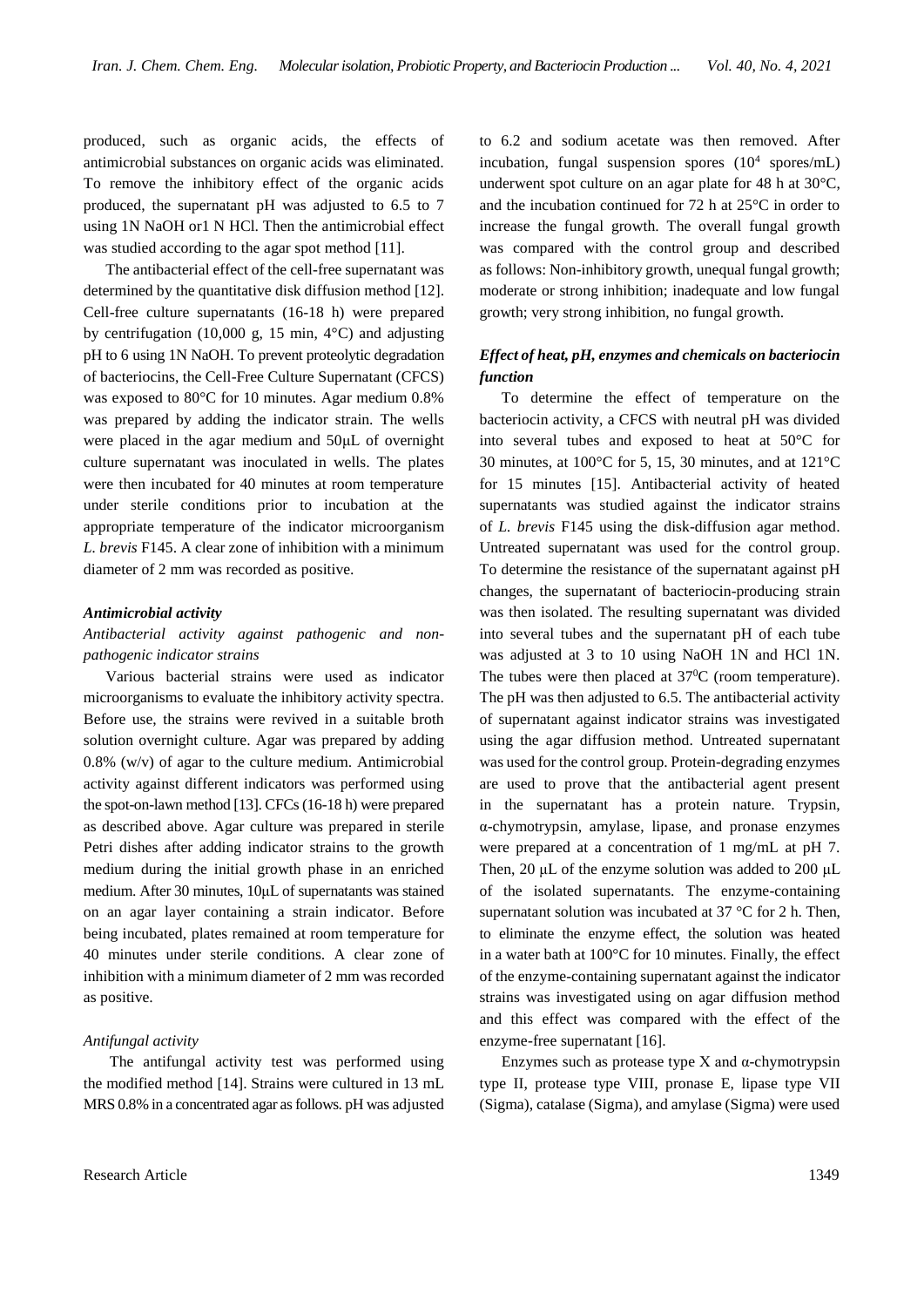produced, such as organic acids, the effects of antimicrobial substances on organic acids was eliminated. To remove the inhibitory effect of the organic acids produced, the supernatant pH was adjusted to 6.5 to 7 using 1N NaOH or1 N HCl. Then the antimicrobial effect was studied according to the agar spot method [11].

The antibacterial effect of the cell-free supernatant was determined by the quantitative disk diffusion method [12]. Cell-free culture supernatants (16-18 h) were prepared by centrifugation (10,000 g, 15 min, 4°C) and adjusting pH to 6 using 1N NaOH. To prevent proteolytic degradation of bacteriocins, the Cell-Free Culture Supernatant (CFCS) was exposed to 80°C for 10 minutes. Agar medium 0.8% was prepared by adding the indicator strain. The wells were placed in the agar medium and 50μL of overnight culture supernatant was inoculated in wells. The plates were then incubated for 40 minutes at room temperature under sterile conditions prior to incubation at the appropriate temperature of the indicator microorganism *L. brevis* F145. A clear zone of inhibition with a minimum diameter of 2 mm was recorded as positive.

### *Antimicrobial activity*

#### *Antibacterial activity against pathogenic and non-pathogenic indicator strains*

Various bacterial strains were used as indicator microorganisms to evaluate the inhibitory activity spectra. Before use, the strains were revived in a suitable broth solution overnight culture. Agar was prepared by adding 0.8% (w/v) of agar to the culture medium. Antimicrobial activity against different indicators was performed using the spot-on-lawn method [13]. CFCs (16-18 h) were prepared as described above. Agar culture was prepared in sterile Petri dishes after adding indicator strains to the growth medium during the initial growth phase in an enriched medium. After 30 minutes, 10μL of supernatants was stained on an agar layer containing a strain indicator. Before being incubated, plates remained at room temperature for 40 minutes under sterile conditions. A clear zone of inhibition with a minimum diameter of 2 mm was recorded as positive.

#### *Antifungal activity*

The antifungal activity test was performed using the modified method [14]. Strains were cultured in 13 mL MRS 0.8% in a concentrated agar as follows. pH was adjusted to 6.2 and sodium acetate was then removed. After incubation, fungal suspension spores ($10^4$ spores/mL) underwent spot culture on an agar plate for 48 h at 30°C, and the incubation continued for 72 h at 25°C in order to increase the fungal growth. The overall fungal growth was compared with the control group and described as follows: Non-inhibitory growth, unequal fungal growth; moderate or strong inhibition; inadequate and low fungal growth; very strong inhibition, no fungal growth.

### *Effect of heat, pH, enzymes and chemicals on bacteriocin function*

To determine the effect of temperature on the bacteriocin activity, a CFCS with neutral pH was divided into several tubes and exposed to heat at 50°C for 30 minutes, at 100°C for 5, 15, 30 minutes, and at 121°C for 15 minutes [15]. Antibacterial activity of heated supernatants was studied against the indicator strains of *L. brevis* F145 using the disk-diffusion agar method. Untreated supernatant was used for the control group. To determine the resistance of the supernatant against pH changes, the supernatant of bacteriocin-producing strain was then isolated. The resulting supernatant was divided into several tubes and the supernatant pH of each tube was adjusted at 3 to 10 using NaOH 1N and HCl 1N. The tubes were then placed at $37^0$C (room temperature). The pH was then adjusted to 6.5. The antibacterial activity of supernatant against indicator strains was investigated using the agar diffusion method. Untreated supernatant was used for the control group. Protein-degrading enzymes are used to prove that the antibacterial agent present in the supernatant has a protein nature. Trypsin, α-chymotrypsin, amylase, lipase, and pronase enzymes were prepared at a concentration of 1 mg/mL at pH 7. Then, 20 μL of the enzyme solution was added to 200 μL of the isolated supernatants. The enzyme-containing supernatant solution was incubated at 37 °C for 2 h. Then, to eliminate the enzyme effect, the solution was heated in a water bath at 100°C for 10 minutes. Finally, the effect of the enzyme-containing supernatant against the indicator strains was investigated using on agar diffusion method and this effect was compared with the effect of the enzyme-free supernatant [16].

Enzymes such as protease type X and α-chymotrypsin type II, protease type VIII, pronase E, lipase type VII (Sigma), catalase (Sigma), and amylase (Sigma) were used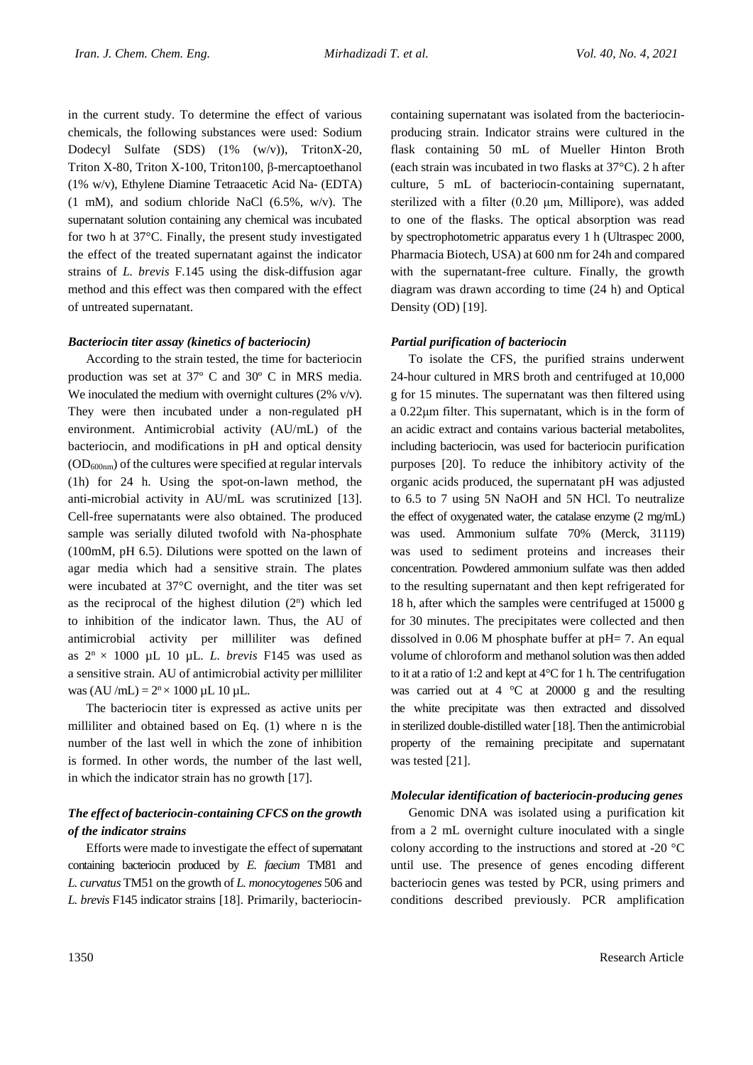in the current study. To determine the effect of various chemicals, the following substances were used: Sodium Dodecyl Sulfate (SDS) (1% (w/v)), TritonX-20, Triton X-80, Triton X-100, Triton100, β-mercaptoethanol (1% w/v), Ethylene Diamine Tetraacetic Acid Na- (EDTA) (1 mM), and sodium chloride NaCl (6.5%, w/v). The supernatant solution containing any chemical was incubated for two h at 37°C. Finally, the present study investigated the effect of the treated supernatant against the indicator strains of *L. brevis* F.145 using the disk-diffusion agar method and this effect was then compared with the effect of untreated supernatant.

### *Bacteriocin titer assay (kinetics of bacteriocin)*

According to the strain tested, the time for bacteriocin production was set at 37º C and 30º C in MRS media. We inoculated the medium with overnight cultures (2% v/v). They were then incubated under a non-regulated pH environment. Antimicrobial activity (AU/mL) of the bacteriocin, and modifications in pH and optical density ($OD_{600nm}$) of the cultures were specified at regular intervals (1h) for 24 h. Using the spot-on-lawn method, the anti-microbial activity in AU/mL was scrutinized [13]. Cell-free supernatants were also obtained. The produced sample was serially diluted twofold with Na-phosphate (100mM, pH 6.5). Dilutions were spotted on the lawn of agar media which had a sensitive strain. The plates were incubated at 37°C overnight, and the titer was set as the reciprocal of the highest dilution ($2^n$) which led to inhibition of the indicator lawn. Thus, the AU of antimicrobial activity per milliliter was defined as $2^n \times 1000$ µL 10 µL. *L. brevis* F145 was used as a sensitive strain. AU of antimicrobial activity per milliliter was (AU /mL) = $2^n \times 1000$ µL 10 µL.

The bacteriocin titer is expressed as active units per milliliter and obtained based on Eq. (1) where n is the number of the last well in which the zone of inhibition is formed. In other words, the number of the last well, in which the indicator strain has no growth [17].

### *The effect of bacteriocin-containing CFCS on the growth of the indicator strains*

Efforts were made to investigate the effect of supernatant containing bacteriocin produced by *E. faecium* TM81 and *L. curvatus* TM51 on the growth of *L. monocytogenes* 506 and *L. brevis* F145 indicator strains [18]. Primarily, bacteriocin-containing supernatant was isolated from the bacteriocin-producing strain. Indicator strains were cultured in the flask containing 50 mL of Mueller Hinton Broth (each strain was incubated in two flasks at 37°C). 2 h after culture, 5 mL of bacteriocin-containing supernatant, sterilized with a filter (0.20 µm, Millipore), was added to one of the flasks. The optical absorption was read by spectrophotometric apparatus every 1 h (Ultraspec 2000, Pharmacia Biotech, USA) at 600 nm for 24h and compared with the supernatant-free culture. Finally, the growth diagram was drawn according to time (24 h) and Optical Density (OD) [19].

### *Partial purification of bacteriocin*

To isolate the CFS, the purified strains underwent 24-hour cultured in MRS broth and centrifuged at 10,000 g for 15 minutes. The supernatant was then filtered using a 0.22µm filter. This supernatant, which is in the form of an acidic extract and contains various bacterial metabolites, including bacteriocin, was used for bacteriocin purification purposes [20]. To reduce the inhibitory activity of the organic acids produced, the supernatant pH was adjusted to 6.5 to 7 using 5N NaOH and 5N HCl. To neutralize the effect of oxygenated water, the catalase enzyme (2 mg/mL) was used. Ammonium sulfate 70% (Merck, 31119) was used to sediment proteins and increases their concentration. Powdered ammonium sulfate was then added to the resulting supernatant and then kept refrigerated for 18 h, after which the samples were centrifuged at 15000 g for 30 minutes. The precipitates were collected and then dissolved in 0.06 M phosphate buffer at pH= 7. An equal volume of chloroform and methanol solution was then added to it at a ratio of 1:2 and kept at 4°C for 1 h. The centrifugation was carried out at 4 °C at 20000 g and the resulting the white precipitate was then extracted and dissolved in sterilized double-distilled water [18]. Then the antimicrobial property of the remaining precipitate and supernatant was tested [21].

### *Molecular identification of bacteriocin-producing genes*

Genomic DNA was isolated using a purification kit from a 2 mL overnight culture inoculated with a single colony according to the instructions and stored at -20 °C until use. The presence of genes encoding different bacteriocin genes was tested by PCR, using primers and conditions described previously. PCR amplification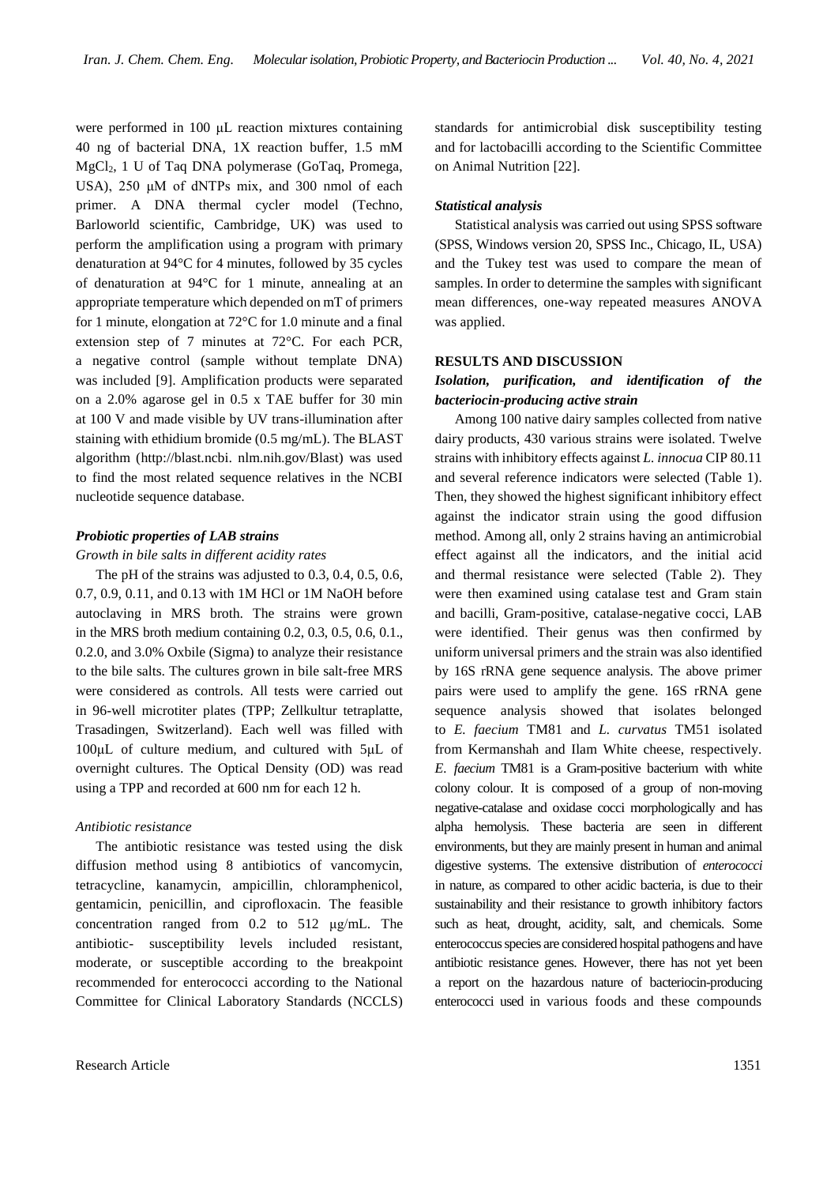were performed in 100 μL reaction mixtures containing 40 ng of bacterial DNA, 1X reaction buffer, 1.5 mM $MgCl_2$, 1 U of Taq DNA polymerase (GoTaq, Promega, USA), 250 μM of dNTPs mix, and 300 nmol of each primer. A DNA thermal cycler model (Techno, Barloworld scientific, Cambridge, UK) was used to perform the amplification using a program with primary denaturation at 94°C for 4 minutes, followed by 35 cycles of denaturation at 94°C for 1 minute, annealing at an appropriate temperature which depended on mT of primers for 1 minute, elongation at 72°C for 1.0 minute and a final extension step of 7 minutes at 72°C. For each PCR, a negative control (sample without template DNA) was included [9]. Amplification products were separated on a 2.0% agarose gel in 0.5 x TAE buffer for 30 min at 100 V and made visible by UV trans-illumination after staining with ethidium bromide (0.5 mg/mL). The BLAST algorithm (http://blast.ncbi. nlm.nih.gov/Blast) was used to find the most related sequence relatives in the NCBI nucleotide sequence database.

### *Probiotic properties of LAB strains*

*Growth in bile salts in different acidity rates*

The pH of the strains was adjusted to 0.3, 0.4, 0.5, 0.6, 0.7, 0.9, 0.11, and 0.13 with 1M HCl or 1M NaOH before autoclaving in MRS broth. The strains were grown in the MRS broth medium containing 0.2, 0.3, 0.5, 0.6, 0.1., 0.2.0, and 3.0% Oxbile (Sigma) to analyze their resistance to the bile salts. The cultures grown in bile salt-free MRS were considered as controls. All tests were carried out in 96-well microtiter plates (TPP; Zellkultur tetraplatte, Trasadingen, Switzerland). Each well was filled with 100μL of culture medium, and cultured with 5μL of overnight cultures. The Optical Density (OD) was read using a TPP and recorded at 600 nm for each 12 h.

*Antibiotic resistance*

The antibiotic resistance was tested using the disk diffusion method using 8 antibiotics of vancomycin, tetracycline, kanamycin, ampicillin, chloramphenicol, gentamicin, penicillin, and ciprofloxacin. The feasible concentration ranged from 0.2 to 512 μg/mL. The antibiotic- susceptibility levels included resistant, moderate, or susceptible according to the breakpoint recommended for enterococci according to the National Committee for Clinical Laboratory Standards (NCCLS) standards for antimicrobial disk susceptibility testing and for lactobacilli according to the Scientific Committee on Animal Nutrition [22].

### *Statistical analysis*

Statistical analysis was carried out using SPSS software (SPSS, Windows version 20, SPSS Inc., Chicago, IL, USA) and the Tukey test was used to compare the mean of samples. In order to determine the samples with significant mean differences, one-way repeated measures ANOVA was applied.

## RESULTS AND DISCUSSION

### *Isolation, purification, and identification of the bacteriocin-producing active strain*

Among 100 native dairy samples collected from native dairy products, 430 various strains were isolated. Twelve strains with inhibitory effects against *L. innocua* CIP 80.11 and several reference indicators were selected (Table 1). Then, they showed the highest significant inhibitory effect against the indicator strain using the good diffusion method. Among all, only 2 strains having an antimicrobial effect against all the indicators, and the initial acid and thermal resistance were selected (Table 2). They were then examined using catalase test and Gram stain and bacilli, Gram-positive, catalase-negative cocci, LAB were identified. Their genus was then confirmed by uniform universal primers and the strain was also identified by 16S rRNA gene sequence analysis. The above primer pairs were used to amplify the gene. 16S rRNA gene sequence analysis showed that isolates belonged to *E. faecium* TM81 and *L. curvatus* TM51 isolated from Kermanshah and Ilam White cheese, respectively. *E. faecium* TM81 is a Gram-positive bacterium with white colony colour. It is composed of a group of non-moving negative-catalase and oxidase cocci morphologically and has alpha hemolysis. These bacteria are seen in different environments, but they are mainly present in human and animal digestive systems. The extensive distribution of *enterococci* in nature, as compared to other acidic bacteria, is due to their sustainability and their resistance to growth inhibitory factors such as heat, drought, acidity, salt, and chemicals. Some enterococcus species are considered hospital pathogens and have antibiotic resistance genes. However, there has not yet been a report on the hazardous nature of bacteriocin-producing enterococci used in various foods and these compounds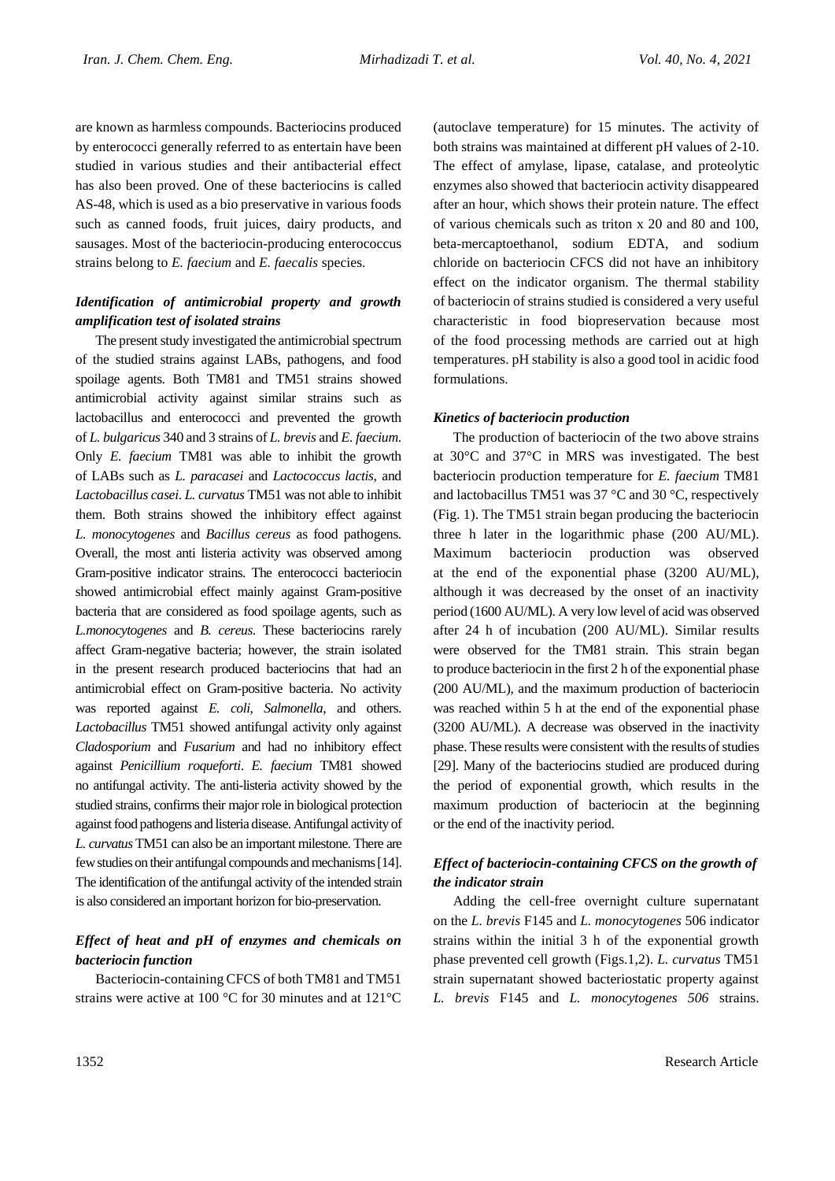are known as harmless compounds. Bacteriocins produced by enterococci generally referred to as entertain have been studied in various studies and their antibacterial effect has also been proved. One of these bacteriocins is called AS-48, which is used as a bio preservative in various foods such as canned foods, fruit juices, dairy products, and sausages. Most of the bacteriocin-producing enterococcus strains belong to *E. faecium* and *E. faecalis* species.

### *Identification of antimicrobial property and growth amplification test of isolated strains*

The present study investigated the antimicrobial spectrum of the studied strains against LABs, pathogens, and food spoilage agents. Both TM81 and TM51 strains showed antimicrobial activity against similar strains such as lactobacillus and enterococci and prevented the growth of *L. bulgaricus* 340 and 3 strains of *L. brevis* and *E. faecium*. Only *E. faecium* TM81 was able to inhibit the growth of LABs such as *L. paracasei* and *Lactococcus lactis*, and *Lactobacillus casei*. *L. curvatus* TM51 was not able to inhibit them. Both strains showed the inhibitory effect against *L. monocytogenes* and *Bacillus cereus* as food pathogens. Overall, the most anti listeria activity was observed among Gram-positive indicator strains. The enterococci bacteriocin showed antimicrobial effect mainly against Gram-positive bacteria that are considered as food spoilage agents, such as *L.monocytogenes* and *B. cereus.* These bacteriocins rarely affect Gram-negative bacteria; however, the strain isolated in the present research produced bacteriocins that had an antimicrobial effect on Gram-positive bacteria. No activity was reported against *E. coli*, *Salmonella*, and others. *Lactobacillus* TM51 showed antifungal activity only against *Cladosporium* and *Fusarium* and had no inhibitory effect against *Penicillium roqueforti*. *E. faecium* TM81 showed no antifungal activity. The anti-listeria activity showed by the studied strains, confirms their major role in biological protection against food pathogens and listeria disease. Antifungal activity of *L. curvatus* TM51 can also be an important milestone. There are few studies on their antifungal compounds and mechanisms [14]. The identification of the antifungal activity of the intended strain is also considered an important horizon for bio-preservation.

### *Effect of heat and pH of enzymes and chemicals on bacteriocin function*

Bacteriocin-containing CFCS of both TM81 and TM51 strains were active at 100 °C for 30 minutes and at 121°C (autoclave temperature) for 15 minutes. The activity of both strains was maintained at different pH values of 2-10. The effect of amylase, lipase, catalase, and proteolytic enzymes also showed that bacteriocin activity disappeared after an hour, which shows their protein nature. The effect of various chemicals such as triton x 20 and 80 and 100, beta-mercaptoethanol, sodium EDTA, and sodium chloride on bacteriocin CFCS did not have an inhibitory effect on the indicator organism. The thermal stability of bacteriocin of strains studied is considered a very useful characteristic in food biopreservation because most of the food processing methods are carried out at high temperatures. pH stability is also a good tool in acidic food formulations.

### *Kinetics of bacteriocin production*

The production of bacteriocin of the two above strains at 30°C and 37°C in MRS was investigated. The best bacteriocin production temperature for *E. faecium* TM81 and lactobacillus TM51 was 37 °C and 30 °C, respectively (Fig. 1). The TM51 strain began producing the bacteriocin three h later in the logarithmic phase (200 AU/ML). Maximum bacteriocin production was observed at the end of the exponential phase (3200 AU/ML), although it was decreased by the onset of an inactivity period (1600 AU/ML). A very low level of acid was observed after 24 h of incubation (200 AU/ML). Similar results were observed for the TM81 strain. This strain began to produce bacteriocin in the first 2 h of the exponential phase (200 AU/ML), and the maximum production of bacteriocin was reached within 5 h at the end of the exponential phase (3200 AU/ML). A decrease was observed in the inactivity phase. These results were consistent with the results of studies [29]. Many of the bacteriocins studied are produced during the period of exponential growth, which results in the maximum production of bacteriocin at the beginning or the end of the inactivity period.

### *Effect of bacteriocin-containing CFCS on the growth of the indicator strain*

Adding the cell-free overnight culture supernatant on the *L. brevis* F145 and *L. monocytogenes* 506 indicator strains within the initial 3 h of the exponential growth phase prevented cell growth (Figs.1,2). *L. curvatus* TM51 strain supernatant showed bacteriostatic property against *L. brevis* F145 and *L. monocytogenes 506* strains.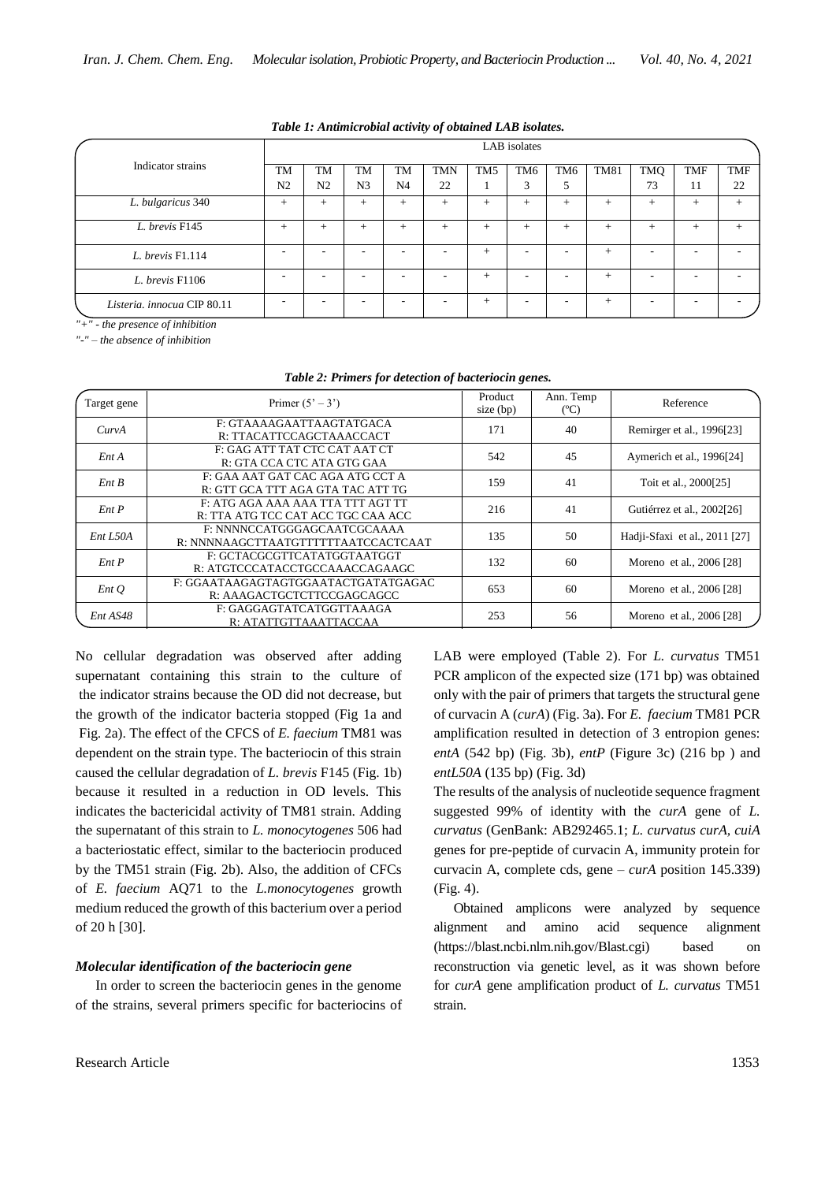*Table 1: Antimicrobial activity of obtained LAB isolates.*

| Indicator strains | LAB isolates | | | | | | | | | | | |
|---|---|---|---|---|---|---|---|---|---|---|---|---|
| | TM N2 | TM N2 | TM N3 | TM N4 | TMN 22 | TM5 1 | TM6 3 | TM6 5 | TM81 | TMQ 73 | TMF 11 | TMF 22 |
| *L. bulgaricus* 340 | + | + | + | + | + | + | + | + | + | + | + | + |
| *L. brevis* F145 | + | + | + | + | + | + | + | + | + | + | + | + |
| *L. brevis* F1.114 | - | - | - | - | - | + | - | - | + | - | - | - |
| *L. brevis* F1106 | - | - | - | - | - | + | - | - | + | - | - | - |
| *Listeria. innocua* CIP 80.11 | - | - | - | - | - | + | - | - | + | - | - | - |

*"+" - the presence of inhibition*

*"-" – the absence of inhibition*

*Table 2: Primers for detection of bacteriocin genes.*

| Target gene | Primer (5' – 3') | Product size (bp) | Ann. Temp (ºC) | Reference |
|---|---|---|---|---|
| *CurvA* | F: GTAAAAGAATTAAGTATGACA<br>R: TTACATTCCAGCTAAACCACT | 171 | 40 | Remirger et al., 1996[23] |
| *Ent A* | F: GAG ATT TAT CTC CAT AAT CT<br>R: GTA CCA CTC ATA GTG GAA | 542 | 45 | Aymerich et al., 1996[24] |
| *Ent B* | F: GAA AAT GAT CAC AGA ATG CCT A<br>R: GTT GCA TTT AGA GTA TAC ATT TG | 159 | 41 | Toit et al., 2000[25] |
| *Ent P* | F: ATG AGA AAA AAA TTA TTT AGT TT<br>R: TTA ATG TCC CAT ACC TGC CAA ACC | 216 | 41 | Gutiérrez et al., 2002[26] |
| *Ent L50A* | F: NNNNCCATGGGAGCAATCGCAAAA<br>R: NNNNAAGCTTAATGTTTTTTAATCCACTCAAT | 135 | 50 | Hadji-Sfaxi et al., 2011 [27] |
| *Ent P* | F: GCTACGCGTTCATATGGTAATGGT<br>R: ATGTCCCATACCTGCCAAACCAGAAGC | 132 | 60 | Moreno et al., 2006 [28] |
| *Ent Q* | F: GGAATAAGAGTAGTGGAATACTGATATGAGAC<br>R: AAAGACTGCTCTTCCGAGCAGCC | 653 | 60 | Moreno et al., 2006 [28] |
| *Ent AS48* | F: GAGGAGTATCATGGTTAAAGA<br>R: ATATTGTTAAATTACCAA | 253 | 56 | Moreno et al., 2006 [28] |

No cellular degradation was observed after adding supernatant containing this strain to the culture of the indicator strains because the OD did not decrease, but the growth of the indicator bacteria stopped (Fig 1a and Fig. 2a). The effect of the CFCS of *E. faecium* TM81 was dependent on the strain type. The bacteriocin of this strain caused the cellular degradation of *L. brevis* F145 (Fig. 1b) because it resulted in a reduction in OD levels. This indicates the bactericidal activity of TM81 strain. Adding the supernatant of this strain to *L. monocytogenes* 506 had a bacteriostatic effect, similar to the bacteriocin produced by the TM51 strain (Fig. 2b). Also, the addition of CFCs of *E. faecium* AQ71 to the *L.monocytogenes* growth medium reduced the growth of this bacterium over a period of 20 h [30].

### *Molecular identification of the bacteriocin gene*

In order to screen the bacteriocin genes in the genome of the strains, several primers specific for bacteriocins of LAB were employed (Table 2). For *L. curvatus* TM51 PCR amplicon of the expected size (171 bp) was obtained only with the pair of primers that targets the structural gene of curvacin A (*curA*) (Fig. 3a). For *E. faecium* TM81 PCR amplification resulted in detection of 3 entropion genes: *entA* (542 bp) (Fig. 3b), *entP* (Figure 3c) (216 bp ) and *entL50A* (135 bp) (Fig. 3d)

The results of the analysis of nucleotide sequence fragment suggested 99% of identity with the *curA* gene of *L. curvatus* (GenBank: AB292465.1; *L. curvatus curA, cuiA* genes for pre-peptide of curvacin A, immunity protein for curvacin A, complete cds, gene – *curA* position 145.339) (Fig. 4).

Obtained amplicons were analyzed by sequence alignment and amino acid sequence alignment (https://blast.ncbi.nlm.nih.gov/Blast.cgi) based on reconstruction via genetic level, as it was shown before for *curA* gene amplification product of *L. curvatus* TM51 strain.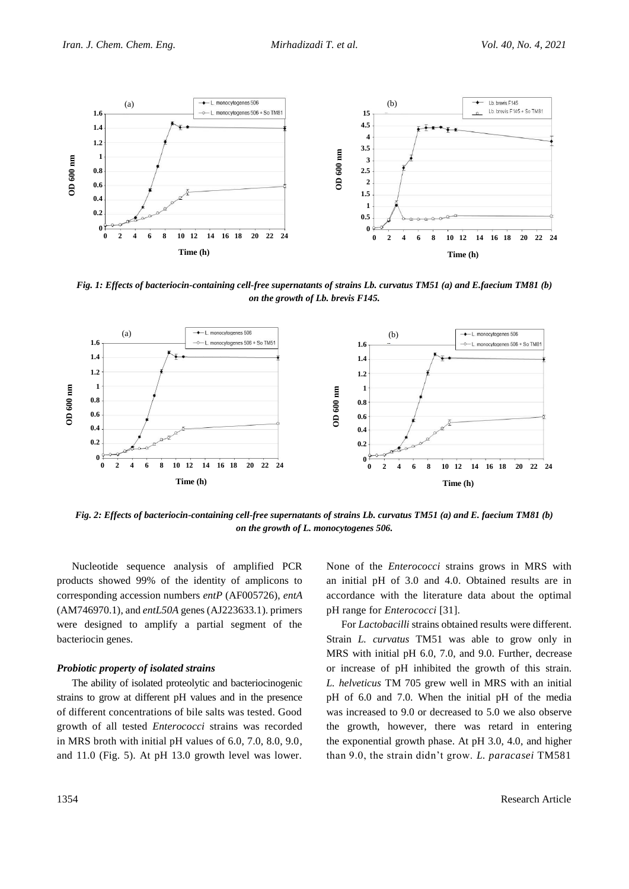*Fig. 1: Effects of bacteriocin-containing cell-free supernatants of strains Lb. curvatus TM51 (a) and E.faecium TM81 (b) on the growth of Lb. brevis F145.*

*Fig. 2: Effects of bacteriocin-containing cell-free supernatants of strains Lb. curvatus TM51 (a) and E. faecium TM81 (b) on the growth of L. monocytogenes 506.*

Nucleotide sequence analysis of amplified PCR products showed 99% of the identity of amplicons to corresponding accession numbers *entP* (AF005726), *entA* (AM746970.1), and *entL50A* genes (AJ223633.1). primers were designed to amplify a partial segment of the bacteriocin genes.

### *Probiotic property of isolated strains*

The ability of isolated proteolytic and bacteriocinogenic strains to grow at different pH values and in the presence of different concentrations of bile salts was tested. Good growth of all tested *Enterococci* strains was recorded in MRS broth with initial pH values of 6.0, 7.0, 8.0, 9.0, and 11.0 (Fig. 5). At pH 13.0 growth level was lower. None of the *Enterococci* strains grows in MRS with an initial pH of 3.0 and 4.0. Obtained results are in accordance with the literature data about the optimal pH range for *Enterococci* [31].

For *Lactobacilli* strains obtained results were different. Strain *L. curvatus* TM51 was able to grow only in MRS with initial pH 6.0, 7.0, and 9.0. Further, decrease or increase of pH inhibited the growth of this strain. *L. helveticus* TM 705 grew well in MRS with an initial pH of 6.0 and 7.0. When the initial pH of the media was increased to 9.0 or decreased to 5.0 we also observe the growth, however, there was retard in entering the exponential growth phase. At pH 3.0, 4.0, and higher than 9.0, the strain didn't grow. *L. paracasei* TM581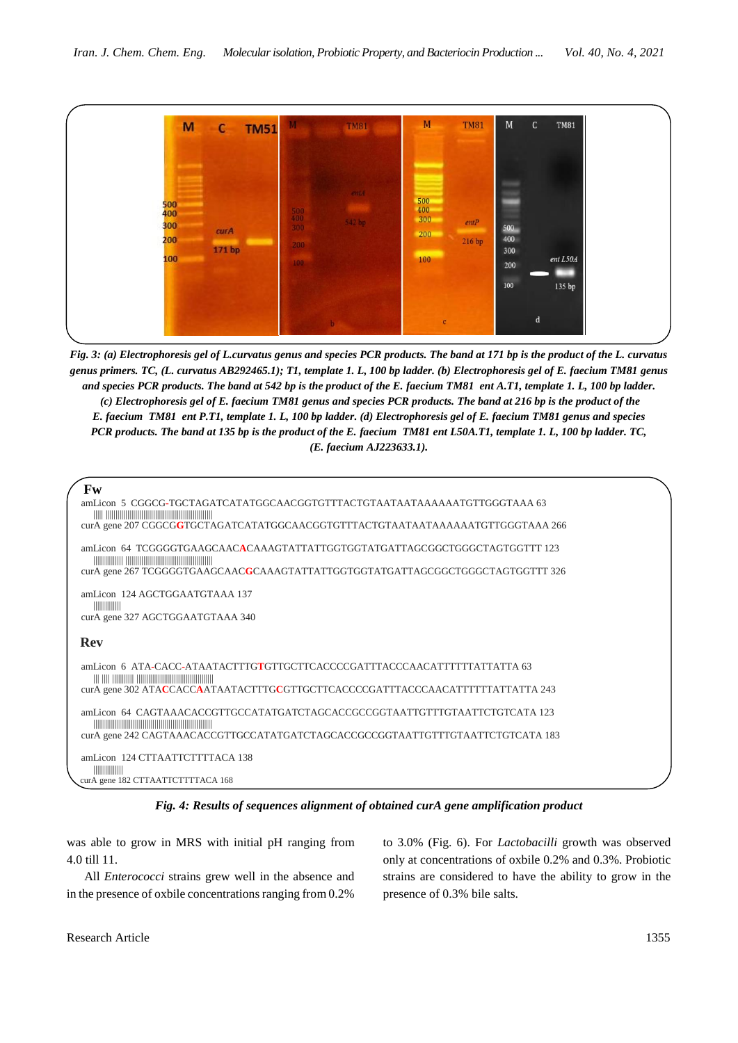*Fig. 3: (a) Electrophoresis gel of L.curvatus genus and species PCR products. The band at 171 bp is the product of the L. curvatus genus primers. TC, (L. curvatus AB292465.1); T1, template 1. L, 100 bp ladder. (b) Electrophoresis gel of E. faecium TM81 genus and species PCR products. The band at 542 bp is the product of the E. faecium TM81 ent A.T1, template 1. L, 100 bp ladder. (c) Electrophoresis gel of E. faecium TM81 genus and species PCR products. The band at 216 bp is the product of the E. faecium TM81 ent P.T1, template 1. L, 100 bp ladder. (d) Electrophoresis gel of E. faecium TM81 genus and species PCR products. The band at 135 bp is the product of the E. faecium TM81 ent L50A.T1, template 1. L, 100 bp ladder. TC, (E. faecium AJ223633.1).*

**Fw**

```
amLicon  5  CGGCG-TGCTAGATCATATGGCAACGGTGTTTACTGTAATAATAAAAAATGTTGGGTAAA 63
curA gene 207 CGGCGGTGCTAGATCATATGGCAACGGTGTTTACTGTAATAATAAAAAATGTTGGGTAAA 266

amLicon  64  TCGGGGTGAAGCAACACAAAGTATTATTGGTGGTATGATTAGCGGCTGGGCTAGTGGTTT 123
curA gene 267 TCGGGGTGAAGCAACGCAAAGTATTATTGGTGGTATGATTAGCGGCTGGGCTAGTGGTTT 326

amLicon  124 AGCTGGAATGTAAA 137
curA gene 327 AGCTGGAATGTAAA 340
```

**Rev**

```
amLicon  6  ATA-CACC-ATAATACTTTGTGTTGCTTCACCCCGATTTACCCAACATTTTTTATTATTA 63
curA gene 302 ATACCACCAATAATACTTTGCGTTGCTTCACCCCGATTTACCCAACATTTTTTATTATTA 243

amLicon  64  CAGTAAACACCGTTGCCATATGATCTAGCACCGCCGGTAATTGTTTGTAATTCTGTCATA 123
curA gene 242 CAGTAAACACCGTTGCCATATGATCTAGCACCGCCGGTAATTGTTTGTAATTCTGTCATA 183

amLicon  124 CTTAATTCTTTTACA 138
curA gene 182 CTTAATTCTTTTACA 168
```

*Fig. 4: Results of sequences alignment of obtained curA gene amplification product*

was able to grow in MRS with initial pH ranging from 4.0 till 11.

All *Enterococci* strains grew well in the absence and in the presence of oxbile concentrations ranging from 0.2% to 3.0% (Fig. 6). For *Lactobacilli* growth was observed only at concentrations of oxbile 0.2% and 0.3%. Probiotic strains are considered to have the ability to grow in the presence of 0.3% bile salts.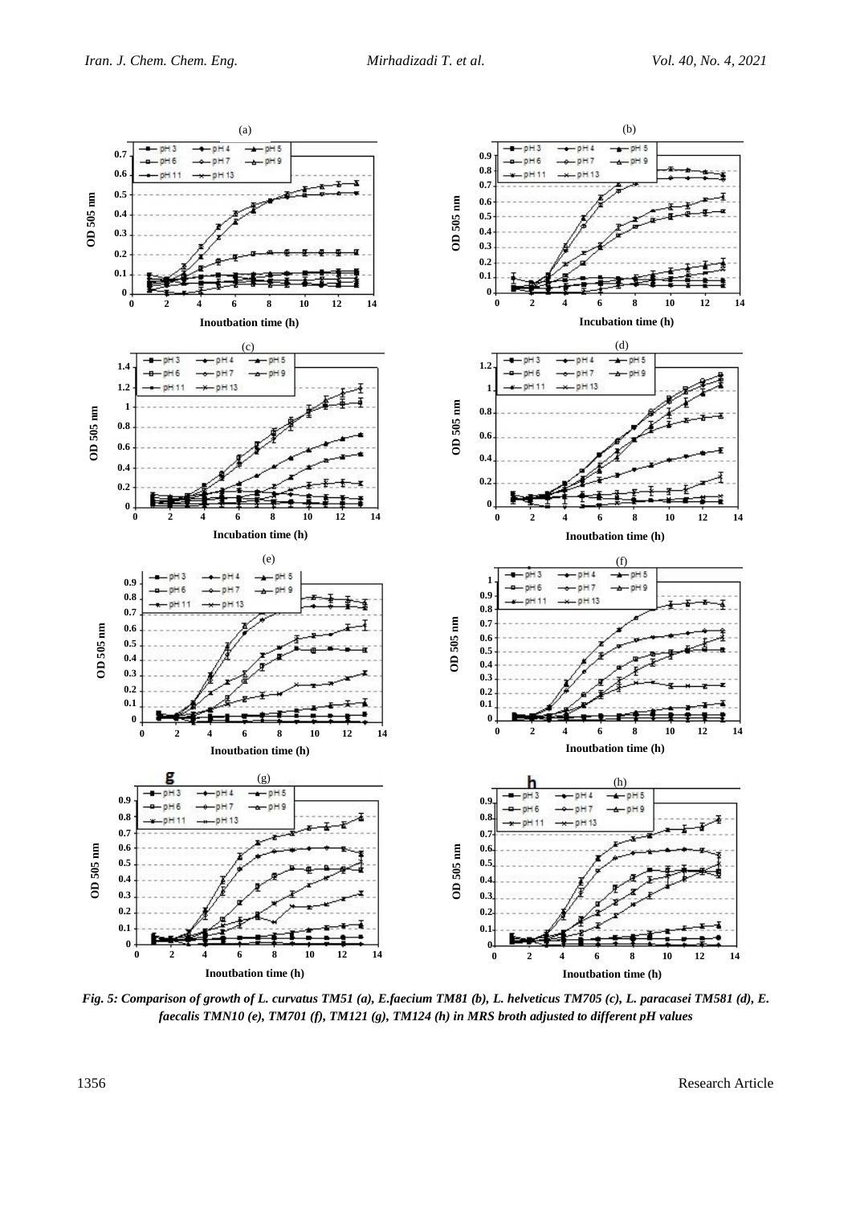*Fig. 5: Comparison of growth of L. curvatus TM51 (a), E.faecium TM81 (b), L. helveticus TM705 (c), L. paracasei TM581 (d), E. faecalis TMN10 (e), TM701 (f), TM121 (g), TM124 (h) in MRS broth adjusted to different pH values*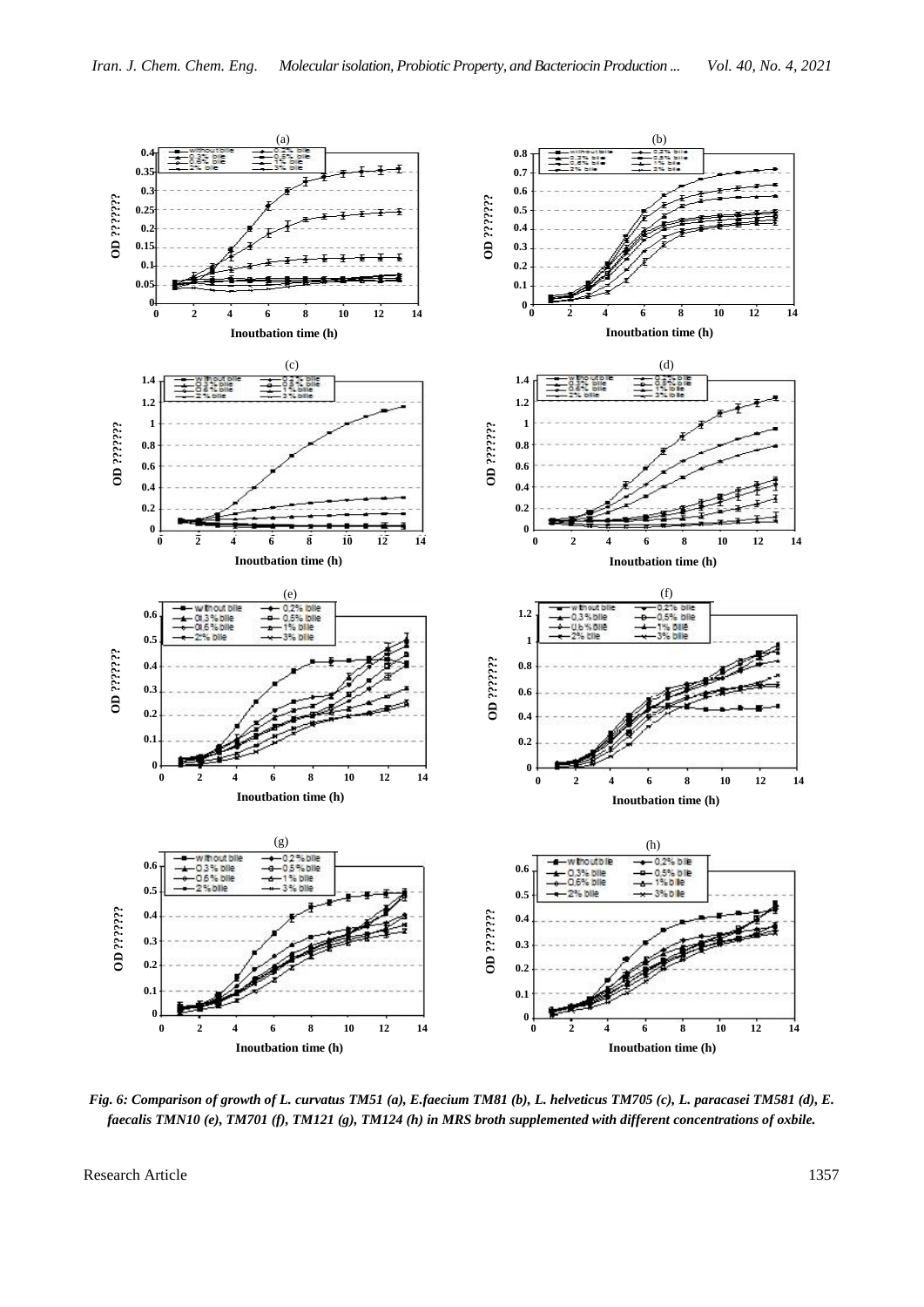Fig. 6: Comparison of growth of L. curvatus TM51 (a), E.faecium TM81 (b), L. helveticus TM705 (c), L. paracasei TM581 (d), E. faecalis TMN10 (e), TM701 (f), TM121 (g), TM124 (h) in MRS broth supplemented with different concentrations of oxbile.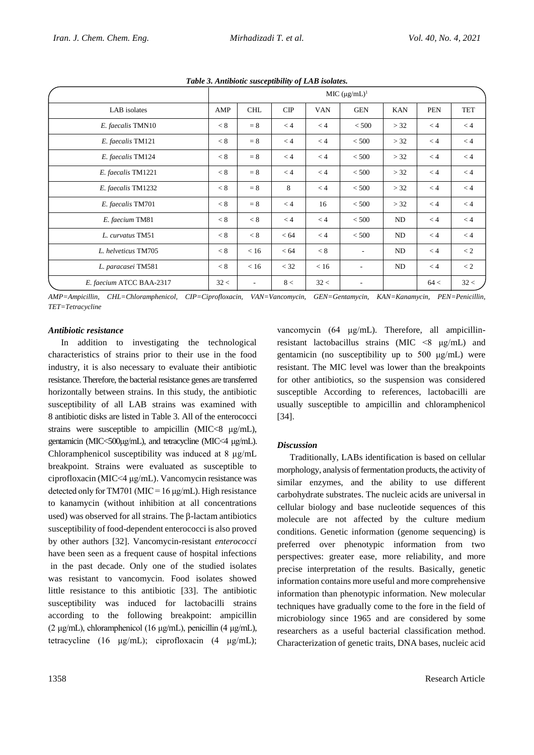*Table 3. Antibiotic susceptibility of LAB isolates.*

| | MIC (μg/mL)[1] | | | | | | | |
|---|---|---|---|---|---|---|---|---|
| LAB isolates | AMP | CHL | CIP | VAN | GEN | KAN | PEN | TET |
| *E. faecalis* TMN10 | < 8 | = 8 | < 4 | < 4 | < 500 | > 32 | < 4 | < 4 |
| *E. faecalis* TM121 | < 8 | = 8 | < 4 | < 4 | < 500 | > 32 | < 4 | < 4 |
| *E. faecalis* TM124 | < 8 | = 8 | < 4 | < 4 | < 500 | > 32 | < 4 | < 4 |
| *E. faecalis* TM1221 | < 8 | = 8 | < 4 | < 4 | < 500 | > 32 | < 4 | < 4 |
| *E. faecalis* TM1232 | < 8 | = 8 | 8 | < 4 | < 500 | > 32 | < 4 | < 4 |
| *E. faecalis* TM701 | < 8 | = 8 | < 4 | 16 | < 500 | > 32 | < 4 | < 4 |
| *E. faecium* TM81 | < 8 | < 8 | < 4 | < 4 | < 500 | ND | < 4 | < 4 |
| *L. curvatus* TM51 | < 8 | < 8 | < 64 | < 4 | < 500 | ND | < 4 | < 4 |
| *L. helveticus* TM705 | < 8 | < 16 | < 64 | < 8 | - | ND | < 4 | < 2 |
| *L. paracasei* TM581 | < 8 | < 16 | < 32 | < 16 | - | ND | < 4 | < 2 |
| *E. faecium* ATCC BAA-2317 | 32 < | - | 8 < | 32 < | - | | 64 < | 32 < |

*AMP=Ampicillin, CHL=Chloramphenicol, CIP=Ciprofloxacin, VAN=Vancomycin, GEN=Gentamycin, KAN=Kanamycin, PEN=Penicillin, TET=Tetracycline*

### *Antibiotic resistance*

In addition to investigating the technological characteristics of strains prior to their use in the food industry, it is also necessary to evaluate their antibiotic resistance. Therefore, the bacterial resistance genes are transferred horizontally between strains. In this study, the antibiotic susceptibility of all LAB strains was examined with 8 antibiotic disks are listed in Table 3. All of the enterococci strains were susceptible to ampicillin (MIC<8 μg/mL), gentamicin (MIC<500μg/mL), and tetracycline (MIC<4 μg/mL). Chloramphenicol susceptibility was induced at 8 μg/mL breakpoint. Strains were evaluated as susceptible to ciprofloxacin (MIC<4 μg/mL). Vancomycin resistance was detected only for TM701 (MIC = 16 μg/mL). High resistance to kanamycin (without inhibition at all concentrations used) was observed for all strains. The β-lactam antibiotics susceptibility of food-dependent enterococci is also proved by other authors [32]. Vancomycin-resistant *enterococci* have been seen as a frequent cause of hospital infections in the past decade. Only one of the studied isolates was resistant to vancomycin. Food isolates showed little resistance to this antibiotic [33]. The antibiotic susceptibility was induced for lactobacilli strains according to the following breakpoint: ampicillin (2 μg/mL), chloramphenicol (16 μg/mL), penicillin (4 μg/mL), tetracycline (16 μg/mL); ciprofloxacin (4 μg/mL); vancomycin (64 μg/mL). Therefore, all ampicillin-resistant lactobacillus strains (MIC <8 μg/mL) and gentamicin (no susceptibility up to 500 μg/mL) were resistant. The MIC level was lower than the breakpoints for other antibiotics, so the suspension was considered susceptible According to references, lactobacilli are usually susceptible to ampicillin and chloramphenicol [34].

### *Discussion*

Traditionally, LABs identification is based on cellular morphology, analysis of fermentation products, the activity of similar enzymes, and the ability to use different carbohydrate substrates. The nucleic acids are universal in cellular biology and base nucleotide sequences of this molecule are not affected by the culture medium conditions. Genetic information (genome sequencing) is preferred over phenotypic information from two perspectives: greater ease, more reliability, and more precise interpretation of the results. Basically, genetic information contains more useful and more comprehensive information than phenotypic information. New molecular techniques have gradually come to the fore in the field of microbiology since 1965 and are considered by some researchers as a useful bacterial classification method. Characterization of genetic traits, DNA bases, nucleic acid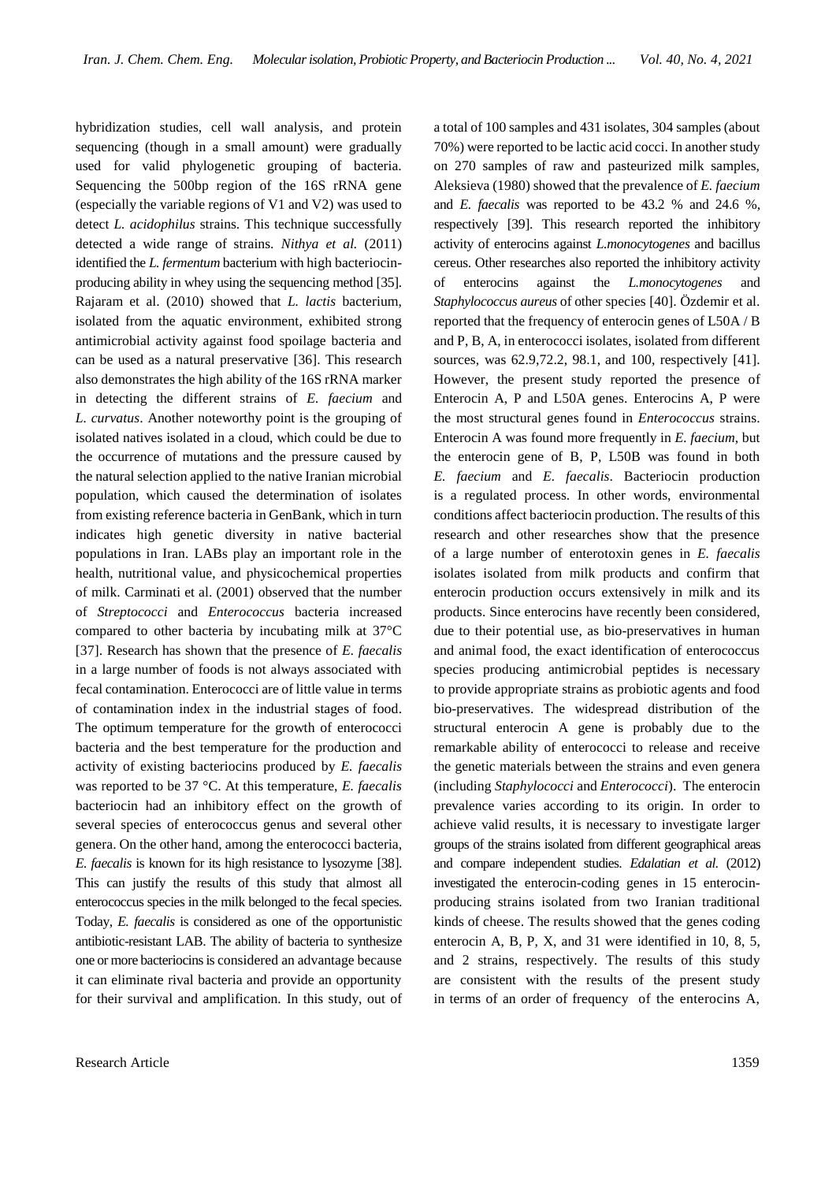hybridization studies, cell wall analysis, and protein sequencing (though in a small amount) were gradually used for valid phylogenetic grouping of bacteria. Sequencing the 500bp region of the 16S rRNA gene (especially the variable regions of V1 and V2) was used to detect *L. acidophilus* strains. This technique successfully detected a wide range of strains. *Nithya et al.* (2011) identified the *L. fermentum* bacterium with high bacteriocin-producing ability in whey using the sequencing method [35]. Rajaram et al. (2010) showed that *L. lactis* bacterium, isolated from the aquatic environment, exhibited strong antimicrobial activity against food spoilage bacteria and can be used as a natural preservative [36]. This research also demonstrates the high ability of the 16S rRNA marker in detecting the different strains of *E. faecium* and *L. curvatus*. Another noteworthy point is the grouping of isolated natives isolated in a cloud, which could be due to the occurrence of mutations and the pressure caused by the natural selection applied to the native Iranian microbial population, which caused the determination of isolates from existing reference bacteria in GenBank, which in turn indicates high genetic diversity in native bacterial populations in Iran. LABs play an important role in the health, nutritional value, and physicochemical properties of milk. Carminati et al. (2001) observed that the number of *Streptococci* and *Enterococcus* bacteria increased compared to other bacteria by incubating milk at 37°C [37]. Research has shown that the presence of *E. faecalis* in a large number of foods is not always associated with fecal contamination. Enterococci are of little value in terms of contamination index in the industrial stages of food. The optimum temperature for the growth of enterococci bacteria and the best temperature for the production and activity of existing bacteriocins produced by *E. faecalis* was reported to be 37 °C. At this temperature, *E. faecalis* bacteriocin had an inhibitory effect on the growth of several species of enterococcus genus and several other genera. On the other hand, among the enterococci bacteria, *E. faecalis* is known for its high resistance to lysozyme [38]. This can justify the results of this study that almost all enterococcus species in the milk belonged to the fecal species. Today, *E. faecalis* is considered as one of the opportunistic antibiotic-resistant LAB. The ability of bacteria to synthesize one or more bacteriocins is considered an advantage because it can eliminate rival bacteria and provide an opportunity for their survival and amplification. In this study, out of a total of 100 samples and 431 isolates, 304 samples (about 70%) were reported to be lactic acid cocci. In another study on 270 samples of raw and pasteurized milk samples, Aleksieva (1980) showed that the prevalence of *E. faecium* and *E. faecalis* was reported to be 43.2 % and 24.6 %, respectively [39]. This research reported the inhibitory activity of enterocins against *L.monocytogenes* and bacillus cereus. Other researches also reported the inhibitory activity of enterocins against the *L.monocytogenes* and *Staphylococcus aureus* of other species [40]. Özdemir et al. reported that the frequency of enterocin genes of L50A / B and P, B, A, in enterococci isolates, isolated from different sources, was 62.9,72.2, 98.1, and 100, respectively [41]. However, the present study reported the presence of Enterocin A, P and L50A genes. Enterocins A, P were the most structural genes found in *Enterococcus* strains. Enterocin A was found more frequently in *E. faecium*, but the enterocin gene of B, P, L50B was found in both *E. faecium* and *E. faecalis*. Bacteriocin production is a regulated process. In other words, environmental conditions affect bacteriocin production. The results of this research and other researches show that the presence of a large number of enterotoxin genes in *E. faecalis* isolates isolated from milk products and confirm that enterocin production occurs extensively in milk and its products. Since enterocins have recently been considered, due to their potential use, as bio-preservatives in human and animal food, the exact identification of enterococcus species producing antimicrobial peptides is necessary to provide appropriate strains as probiotic agents and food bio-preservatives. The widespread distribution of the structural enterocin A gene is probably due to the remarkable ability of enterococci to release and receive the genetic materials between the strains and even genera (including *Staphylococci* and *Enterococci*). The enterocin prevalence varies according to its origin. In order to achieve valid results, it is necessary to investigate larger groups of the strains isolated from different geographical areas and compare independent studies. *Edalatian et al.* (2012) investigated the enterocin-coding genes in 15 enterocin-producing strains isolated from two Iranian traditional kinds of cheese. The results showed that the genes coding enterocin A, B, P, X, and 31 were identified in 10, 8, 5, and 2 strains, respectively. The results of this study are consistent with the results of the present study in terms of an order of frequency of the enterocins A,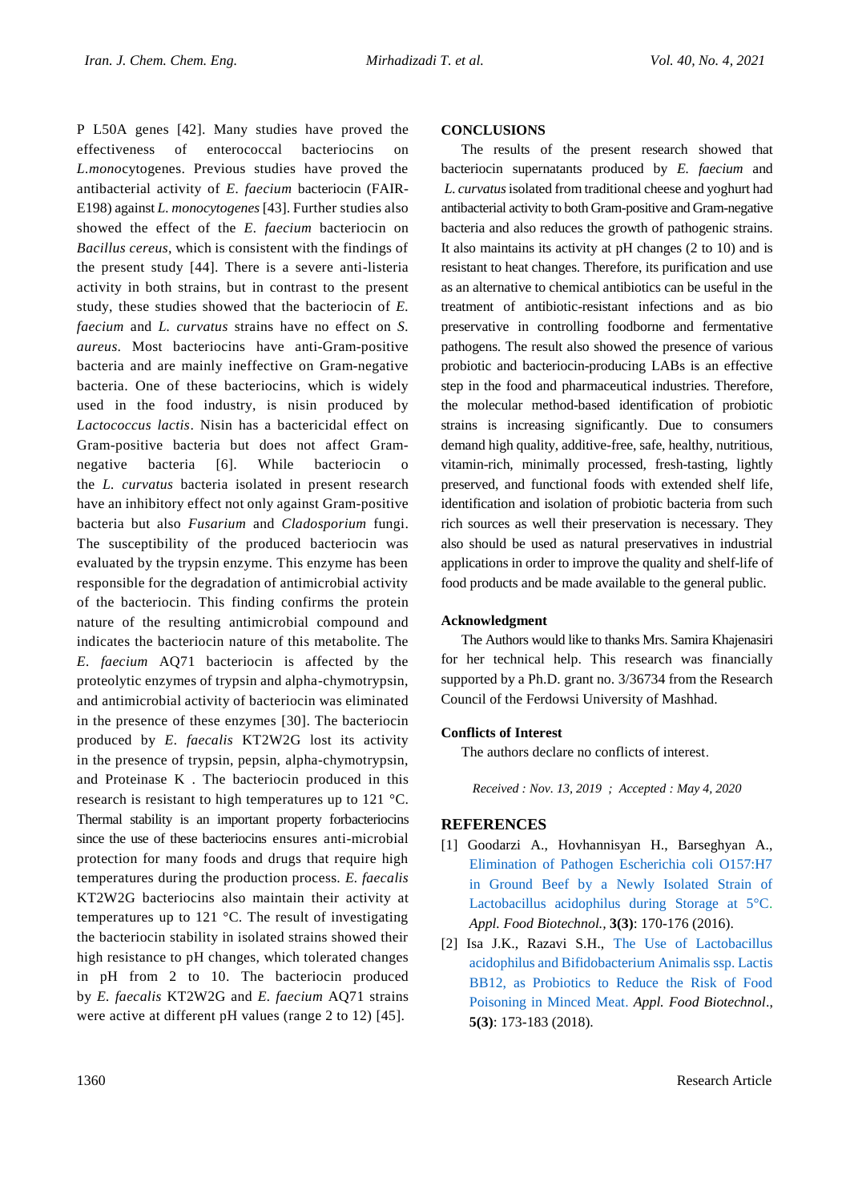P L50A genes [42]. Many studies have proved the effectiveness of enterococcal bacteriocins on *L.mono*cytogenes. Previous studies have proved the antibacterial activity of *E. faecium* bacteriocin (FAIR-E198) against *L. monocytogenes* [43]. Further studies also showed the effect of the *E. faecium* bacteriocin on *Bacillus cereus*, which is consistent with the findings of the present study [44]. There is a severe anti-listeria activity in both strains, but in contrast to the present study, these studies showed that the bacteriocin of *E. faecium* and *L. curvatus* strains have no effect on *S. aureus*. Most bacteriocins have anti-Gram-positive bacteria and are mainly ineffective on Gram-negative bacteria. One of these bacteriocins, which is widely used in the food industry, is nisin produced by *Lactococcus lactis*. Nisin has a bactericidal effect on Gram-positive bacteria but does not affect Gram-negative bacteria [6]. While bacteriocin o the *L. curvatus* bacteria isolated in present research have an inhibitory effect not only against Gram-positive bacteria but also *Fusarium* and *Cladosporium* fungi. The susceptibility of the produced bacteriocin was evaluated by the trypsin enzyme. This enzyme has been responsible for the degradation of antimicrobial activity of the bacteriocin. This finding confirms the protein nature of the resulting antimicrobial compound and indicates the bacteriocin nature of this metabolite. The *E. faecium* AQ71 bacteriocin is affected by the proteolytic enzymes of trypsin and alpha-chymotrypsin, and antimicrobial activity of bacteriocin was eliminated in the presence of these enzymes [30]. The bacteriocin produced by *E. faecalis* KT2W2G lost its activity in the presence of trypsin, pepsin, alpha-chymotrypsin, and Proteinase K . The bacteriocin produced in this research is resistant to high temperatures up to 121 °C. Thermal stability is an important property forbacteriocins since the use of these bacteriocins ensures anti-microbial protection for many foods and drugs that require high temperatures during the production process. *E. faecalis* KT2W2G bacteriocins also maintain their activity at temperatures up to 121 °C. The result of investigating the bacteriocin stability in isolated strains showed their high resistance to pH changes, which tolerated changes in pH from 2 to 10. The bacteriocin produced by *E. faecalis* KT2W2G and *E. faecium* AQ71 strains were active at different pH values (range 2 to 12) [45].

## CONCLUSIONS

The results of the present research showed that bacteriocin supernatants produced by *E. faecium* and *L. curvatus* isolated from traditional cheese and yoghurt had antibacterial activity to both Gram-positive and Gram-negative bacteria and also reduces the growth of pathogenic strains. It also maintains its activity at pH changes (2 to 10) and is resistant to heat changes. Therefore, its purification and use as an alternative to chemical antibiotics can be useful in the treatment of antibiotic-resistant infections and as bio preservative in controlling foodborne and fermentative pathogens. The result also showed the presence of various probiotic and bacteriocin-producing LABs is an effective step in the food and pharmaceutical industries. Therefore, the molecular method-based identification of probiotic strains is increasing significantly. Due to consumers demand high quality, additive-free, safe, healthy, nutritious, vitamin-rich, minimally processed, fresh-tasting, lightly preserved, and functional foods with extended shelf life, identification and isolation of probiotic bacteria from such rich sources as well their preservation is necessary. They also should be used as natural preservatives in industrial applications in order to improve the quality and shelf-life of food products and be made available to the general public.

### Acknowledgment

The Authors would like to thanks Mrs. Samira Khajenasiri for her technical help. This research was financially supported by a Ph.D. grant no. 3/36734 from the Research Council of the Ferdowsi University of Mashhad.

### Conflicts of Interest

The authors declare no conflicts of interest.

*Received : Nov. 13, 2019 ; Accepted : May 4, 2020*

## REFERENCES

[1] Goodarzi A., Hovhannisyan H., Barseghyan A., Elimination of Pathogen Escherichia coli O157:H7 in Ground Beef by a Newly Isolated Strain of Lactobacillus acidophilus during Storage at 5°C. *Appl. Food Biotechnol.*, **3(3)**: 170-176 (2016).

[2] Isa J.K., Razavi S.H., The Use of Lactobacillus acidophilus and Bifidobacterium Animalis ssp. Lactis BB12, as Probiotics to Reduce the Risk of Food Poisoning in Minced Meat. *Appl. Food Biotechnol.*, **5(3)**: 173-183 (2018).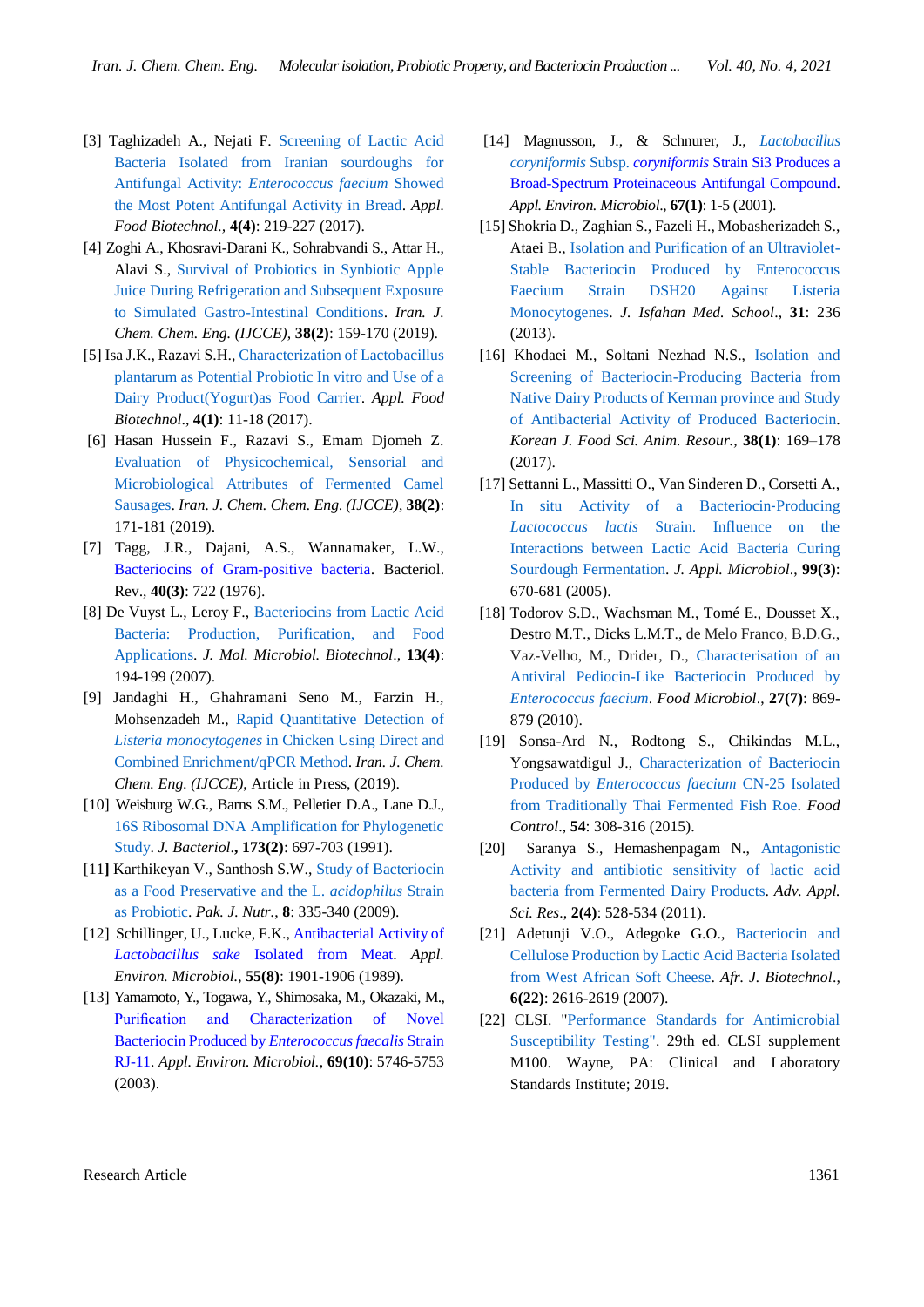[3] Taghizadeh A., Nejati F. Screening of Lactic Acid Bacteria Isolated from Iranian sourdoughs for Antifungal Activity: *Enterococcus faecium* Showed the Most Potent Antifungal Activity in Bread. *Appl. Food Biotechnol.*, **4(4)**: 219-227 (2017).

[4] Zoghi A., Khosravi-Darani K., Sohrabvandi S., Attar H., Alavi S., Survival of Probiotics in Synbiotic Apple Juice During Refrigeration and Subsequent Exposure to Simulated Gastro-Intestinal Conditions. *Iran. J. Chem. Chem. Eng. (IJCCE)*, **38(2)**: 159-170 (2019).

[5] Isa J.K., Razavi S.H., Characterization of Lactobacillus plantarum as Potential Probiotic In vitro and Use of a Dairy Product(Yogurt)as Food Carrier. *Appl. Food Biotechnol.*, **4(1)**: 11-18 (2017).

[6] Hasan Hussein F., Razavi S., Emam Djomeh Z. Evaluation of Physicochemical, Sensorial and Microbiological Attributes of Fermented Camel Sausages. *Iran. J. Chem. Chem. Eng. (IJCCE)*, **38(2)**: 171-181 (2019).

[7] Tagg, J.R., Dajani, A.S., Wannamaker, L.W., Bacteriocins of Gram-positive bacteria. Bacteriol. Rev., **40(3)**: 722 (1976).

[8] De Vuyst L., Leroy F., Bacteriocins from Lactic Acid Bacteria: Production, Purification, and Food Applications. *J. Mol. Microbiol. Biotechnol.*, **13(4)**: 194-199 (2007).

[9] Jandaghi H., Ghahramani Seno M., Farzin H., Mohsenzadeh M., Rapid Quantitative Detection of *Listeria monocytogenes* in Chicken Using Direct and Combined Enrichment/qPCR Method. *Iran. J. Chem. Chem. Eng. (IJCCE),* Article in Press, (2019).

[10] Weisburg W.G., Barns S.M., Pelletier D.A., Lane D.J., 16S Ribosomal DNA Amplification for Phylogenetic Study. *J. Bacteriol*.**, 173(2)**: 697-703 (1991).

[11] Karthikeyan V., Santhosh S.W., Study of Bacteriocin as a Food Preservative and the L. *acidophilus* Strain as Probiotic. *Pak. J. Nutr.*, **8**: 335-340 (2009).

[12] Schillinger, U., Lucke, F.K., Antibacterial Activity of *Lactobacillus sake* Isolated from Meat. *Appl. Environ. Microbiol.*, **55(8)**: 1901-1906 (1989).

[13] Yamamoto, Y., Togawa, Y., Shimosaka, M., Okazaki, M., Purification and Characterization of Novel Bacteriocin Produced by *Enterococcus faecalis* Strain RJ-11. *Appl. Environ. Microbiol.*, **69(10)**: 5746-5753 (2003).

[14] Magnusson, J., & Schnurer, J., *Lactobacillus coryniformis* Subsp. *coryniformis* Strain Si3 Produces a Broad-Spectrum Proteinaceous Antifungal Compound. *Appl. Environ. Microbiol*., **67(1)**: 1-5 (2001).

[15] Shokria D., Zaghian S., Fazeli H., Mobasherizadeh S., Ataei B., Isolation and Purification of an Ultraviolet-Stable Bacteriocin Produced by Enterococcus Faecium Strain DSH20 Against Listeria Monocytogenes. *J. Isfahan Med. School*., **31**: 236 (2013).

[16] Khodaei M., Soltani Nezhad N.S., Isolation and Screening of Bacteriocin-Producing Bacteria from Native Dairy Products of Kerman province and Study of Antibacterial Activity of Produced Bacteriocin. *Korean J. Food Sci. Anim. Resour.*, **38(1)**: 169–178 (2017).

[17] Settanni L., Massitti O., Van Sinderen D., Corsetti A., In situ Activity of a Bacteriocin-Producing *Lactococcus lactis* Strain. Influence on the Interactions between Lactic Acid Bacteria Curing Sourdough Fermentation. *J. Appl. Microbiol*., **99(3)**: 670-681 (2005).

[18] Todorov S.D., Wachsman M., Tomé E., Dousset X., Destro M.T., Dicks L.M.T., de Melo Franco, B.D.G., Vaz-Velho, M., Drider, D., Characterisation of an Antiviral Pediocin-Like Bacteriocin Produced by *Enterococcus faecium*. *Food Microbiol*., **27(7)**: 869-879 (2010).

[19] Sonsa-Ard N., Rodtong S., Chikindas M.L., Yongsawatdigul J., Characterization of Bacteriocin Produced by *Enterococcus faecium* CN-25 Isolated from Traditionally Thai Fermented Fish Roe. *Food Control*., **54**: 308-316 (2015).

[20] Saranya S., Hemashenpagam N., Antagonistic Activity and antibiotic sensitivity of lactic acid bacteria from Fermented Dairy Products. *Adv. Appl. Sci. Res*., **2(4)**: 528-534 (2011).

[21] Adetunji V.O., Adegoke G.O., Bacteriocin and Cellulose Production by Lactic Acid Bacteria Isolated from West African Soft Cheese. *Afr. J. Biotechnol*., **6(22)**: 2616-2619 (2007).

[22] CLSI. "Performance Standards for Antimicrobial Susceptibility Testing". 29th ed. CLSI supplement M100. Wayne, PA: Clinical and Laboratory Standards Institute; 2019.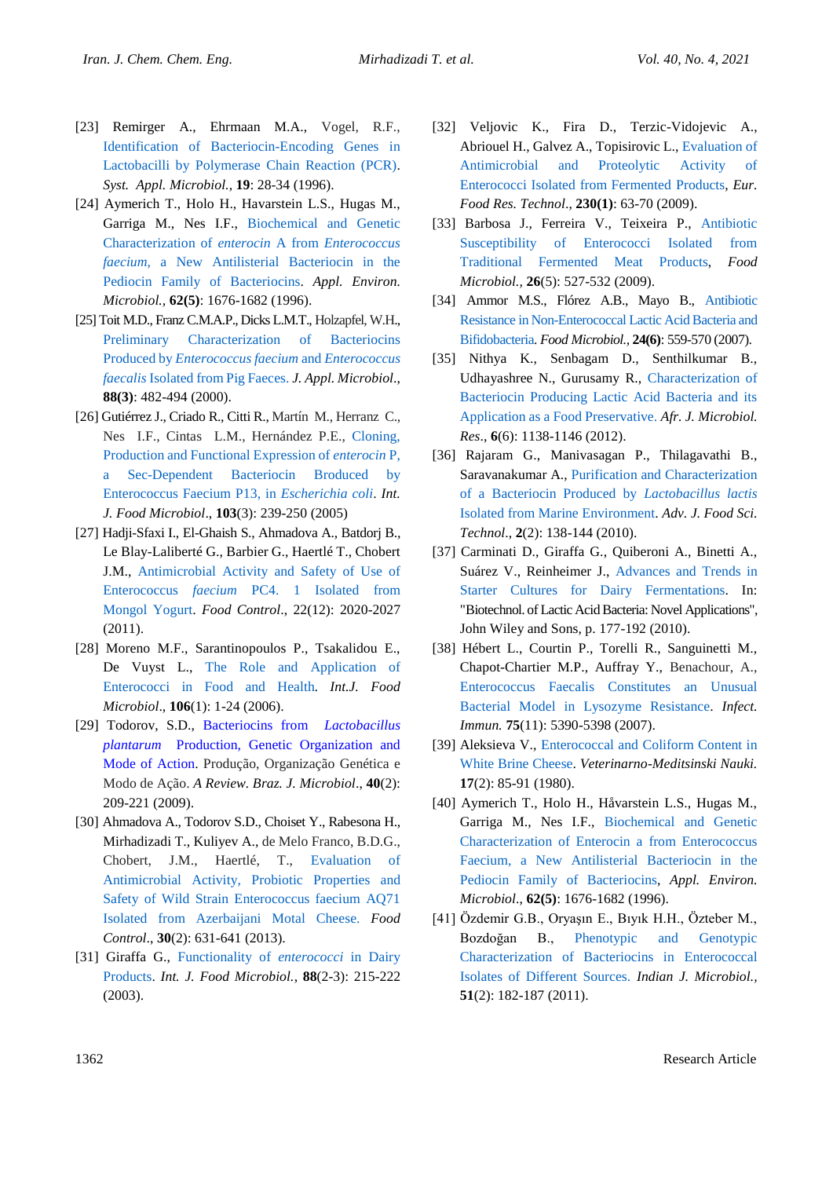[23] Remirger A., Ehrmaan M.A., Vogel, R.F., Identification of Bacteriocin-Encoding Genes in Lactobacilli by Polymerase Chain Reaction (PCR). *Syst. Appl. Microbiol.*, **19**: 28-34 (1996).

[24] Aymerich T., Holo H., Havarstein L.S., Hugas M., Garriga M., Nes I.F., Biochemical and Genetic Characterization of *enterocin* A from *Enterococcus faecium*, a New Antilisterial Bacteriocin in the Pediocin Family of Bacteriocins. *Appl. Environ. Microbiol.*, **62(5)**: 1676-1682 (1996).

[25] Toit M.D., Franz C.M.A.P., Dicks L.M.T., Holzapfel, W.H., Preliminary Characterization of Bacteriocins Produced by *Enterococcus faecium* and *Enterococcus faecalis* Isolated from Pig Faeces. *J. Appl. Microbiol.*, **88(3)**: 482-494 (2000).

[26] Gutiérrez J., Criado R., Citti R., Martín M., Herranz C., Nes I.F., Cintas L.M., Hernández P.E., Cloning, Production and Functional Expression of *enterocin* P, a Sec-Dependent Bacteriocin Broduced by Enterococcus Faecium P13, in *Escherichia coli*. *Int. J. Food Microbiol*., **103**(3): 239-250 (2005)

[27] Hadji-Sfaxi I., El-Ghaish S., Ahmadova A., Batdorj B., Le Blay-Laliberté G., Barbier G., Haertlé T., Chobert J.M., Antimicrobial Activity and Safety of Use of Enterococcus *faecium* PC4. 1 Isolated from Mongol Yogurt. *Food Control*., 22(12): 2020-2027 (2011).

[28] Moreno M.F., Sarantinopoulos P., Tsakalidou E., De Vuyst L., The Role and Application of Enterococci in Food and Health. *Int.J. Food Microbiol*., **106**(1): 1-24 (2006).

[29] Todorov, S.D., Bacteriocins from *Lactobacillus plantarum* Production, Genetic Organization and Mode of Action. Produção, Organização Genética e Modo de Ação. *A Review*. *Braz. J. Microbiol*., **40**(2): 209-221 (2009).

[30] Ahmadova A., Todorov S.D., Choiset Y., Rabesona H., Mirhadizadi T., Kuliyev A., de Melo Franco, B.D.G., Chobert, J.M., Haertlé, T., Evaluation of Antimicrobial Activity, Probiotic Properties and Safety of Wild Strain Enterococcus faecium AQ71 Isolated from Azerbaijani Motal Cheese. *Food Control*., **30**(2): 631-641 (2013).

[31] Giraffa G., Functionality of *enterococci* in Dairy Products. *Int. J. Food Microbiol.*, **88**(2-3): 215-222 (2003).

[32] Veljovic K., Fira D., Terzic-Vidojevic A., Abriouel H., Galvez A., Topisirovic L., Evaluation of Antimicrobial and Proteolytic Activity of Enterococci Isolated from Fermented Products, *Eur. Food Res. Technol*., **230(1)**: 63-70 (2009).

[33] Barbosa J., Ferreira V., Teixeira P., Antibiotic Susceptibility of Enterococci Isolated from Traditional Fermented Meat Products, *Food Microbiol.*, **26**(5): 527-532 (2009).

[34] Ammor M.S., Flórez A.B., Mayo B., Antibiotic Resistance in Non-Enterococcal Lactic Acid Bacteria and Bifidobacteria. *Food Microbiol.*, **24(6)**: 559-570 (2007).

[35] Nithya K., Senbagam D., Senthilkumar B., Udhayashree N., Gurusamy R., Characterization of Bacteriocin Producing Lactic Acid Bacteria and its Application as a Food Preservative. *Afr. J. Microbiol. Res*., **6**(6): 1138-1146 (2012).

[36] Rajaram G., Manivasagan P., Thilagavathi B., Saravanakumar A., Purification and Characterization of a Bacteriocin Produced by *Lactobacillus lactis* Isolated from Marine Environment. *Adv. J. Food Sci. Technol*., **2**(2): 138-144 (2010).

[37] Carminati D., Giraffa G., Quiberoni A., Binetti A., Suárez V., Reinheimer J., Advances and Trends in Starter Cultures for Dairy Fermentations. In: "Biotechnol. of Lactic Acid Bacteria: Novel Applications", John Wiley and Sons, p. 177-192 (2010).

[38] Hébert L., Courtin P., Torelli R., Sanguinetti M., Chapot-Chartier M.P., Auffray Y., Benachour, A., Enterococcus Faecalis Constitutes an Unusual Bacterial Model in Lysozyme Resistance. *Infect. Immun.* **75**(11): 5390-5398 (2007).

[39] Aleksieva V., Enterococcal and Coliform Content in White Brine Cheese. *Veterinarno-Meditsinski Nauki.* **17**(2): 85-91 (1980).

[40] Aymerich T., Holo H., Håvarstein L.S., Hugas M., Garriga M., Nes I.F., Biochemical and Genetic Characterization of Enterocin a from Enterococcus Faecium, a New Antilisterial Bacteriocin in the Pediocin Family of Bacteriocins, *Appl. Environ. Microbiol*., **62(5)**: 1676-1682 (1996).

[41] Özdemir G.B., Oryaşın E., Bıyık H.H., Özteber M., Bozdoğan B., Phenotypic and Genotypic Characterization of Bacteriocins in Enterococcal Isolates of Different Sources. *Indian J. Microbiol.*, **51**(2): 182-187 (2011).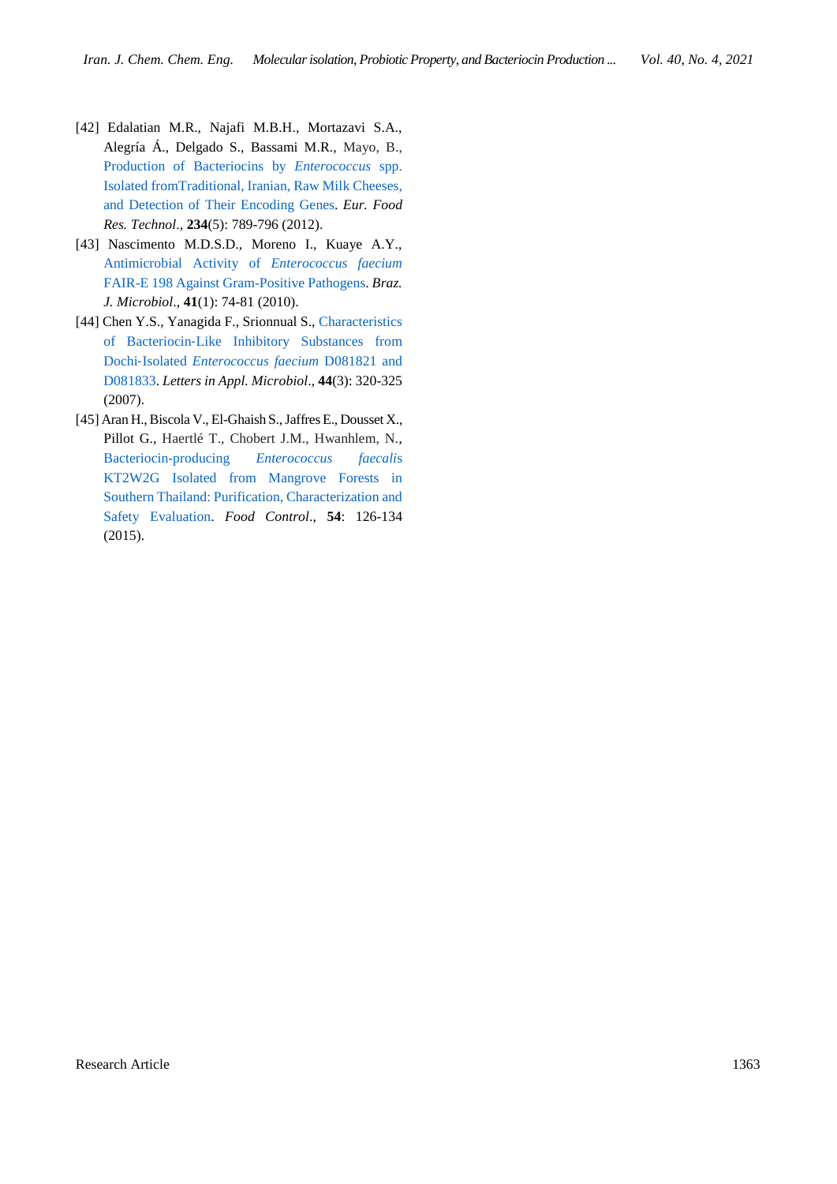[42] Edalatian M.R., Najafi M.B.H., Mortazavi S.A., Alegría Á., Delgado S., Bassami M.R., Mayo, B., Production of Bacteriocins by *Enterococcus* spp. Isolated fromTraditional, Iranian, Raw Milk Cheeses, and Detection of Their Encoding Genes. *Eur. Food Res. Technol.*, **234**(5): 789-796 (2012).

[43] Nascimento M.D.S.D., Moreno I., Kuaye A.Y., Antimicrobial Activity of *Enterococcus faecium* FAIR-E 198 Against Gram-Positive Pathogens. *Braz. J. Microbiol.*, **41**(1): 74-81 (2010).

[44] Chen Y.S., Yanagida F., Srionnual S., Characteristics of Bacteriocin-Like Inhibitory Substances from Dochi-Isolated *Enterococcus faecium* D081821 and D081833. *Letters in Appl. Microbiol.*, **44**(3): 320-325 (2007).

[45] Aran H., Biscola V., El-Ghaish S., Jaffres E., Dousset X., Pillot G., Haertlé T., Chobert J.M., Hwanhlem, N., Bacteriocin-producing *Enterococcus faecalis* KT2W2G Isolated from Mangrove Forests in Southern Thailand: Purification, Characterization and Safety Evaluation. *Food Control.*, **54**: 126-134 (2015).